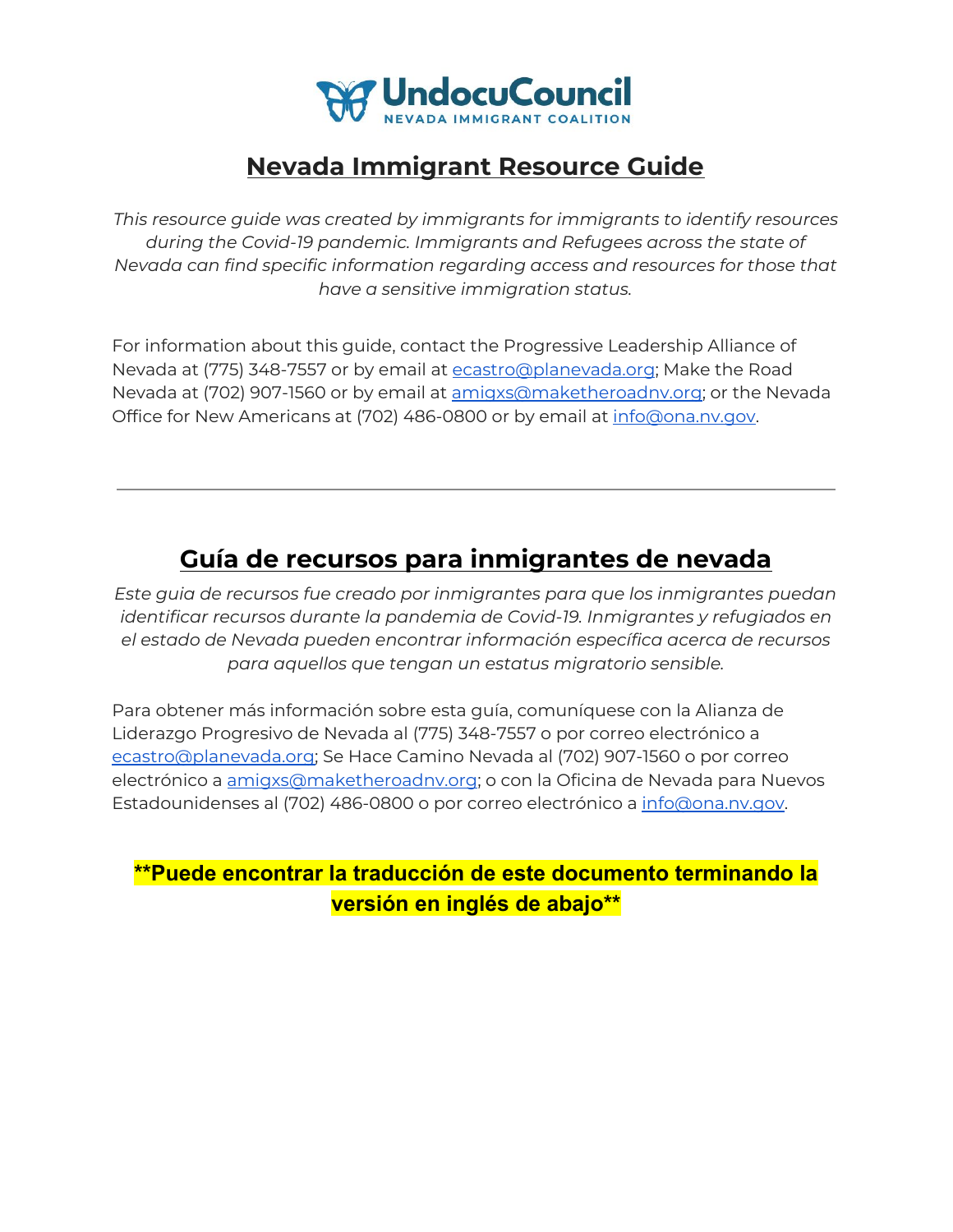UndocuCouncil
NEVADA IMMIGRANT COALITION

# Nevada Immigrant Resource Guide

*This resource guide was created by immigrants for immigrants to identify resources during the Covid-19 pandemic. Immigrants and Refugees across the state of Nevada can find specific information regarding access and resources for those that have a sensitive immigration status.*

For information about this guide, contact the Progressive Leadership Alliance of Nevada at (775) 348-7557 or by email at ecastro@planevada.org; Make the Road Nevada at (702) 907-1560 or by email at amigxs@maketheroadnv.org; or the Nevada Office for New Americans at (702) 486-0800 or by email at info@ona.nv.gov.

---

# Guía de recursos para inmigrantes de nevada

*Este guia de recursos fue creado por inmigrantes para que los inmigrantes puedan identificar recursos durante la pandemia de Covid-19. Inmigrantes y refugiados en el estado de Nevada pueden encontrar información específica acerca de recursos para aquellos que tengan un estatus migratorio sensible.*

Para obtener más información sobre esta guía, comuníquese con la Alianza de Liderazgo Progresivo de Nevada al (775) 348-7557 o por correo electrónico a ecastro@planevada.org; Se Hace Camino Nevada al (702) 907-1560 o por correo electrónico a amigxs@maketheroadnv.org; o con la Oficina de Nevada para Nuevos Estadounidenses al (702) 486-0800 o por correo electrónico a info@ona.nv.gov.

**\*\*Puede encontrar la traducción de este documento terminando la versión en inglés de abajo\*\***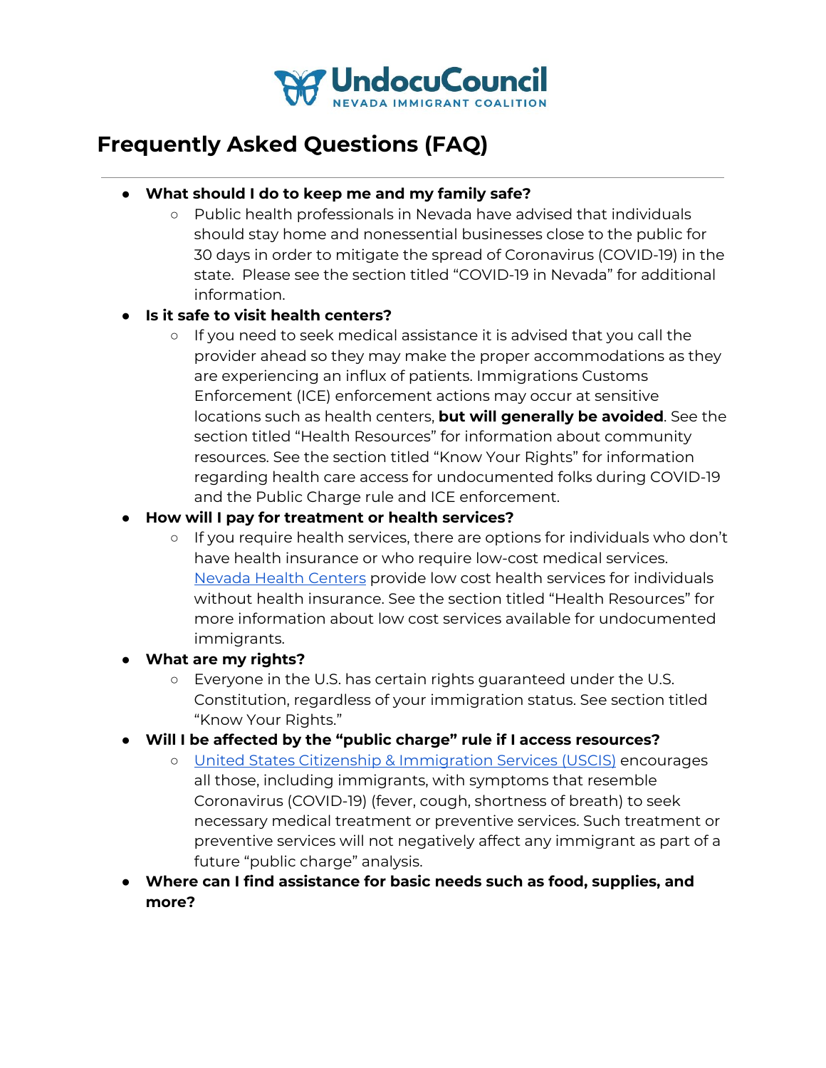UndocuCouncil
NEVADA IMMIGRANT COALITION

# Frequently Asked Questions (FAQ)

- **What should I do to keep me and my family safe?**
  - Public health professionals in Nevada have advised that individuals should stay home and nonessential businesses close to the public for 30 days in order to mitigate the spread of Coronavirus (COVID-19) in the state. Please see the section titled "COVID-19 in Nevada" for additional information.
- **Is it safe to visit health centers?**
  - If you need to seek medical assistance it is advised that you call the provider ahead so they may make the proper accommodations as they are experiencing an influx of patients. Immigrations Customs Enforcement (ICE) enforcement actions may occur at sensitive locations such as health centers, **but will generally be avoided**. See the section titled "Health Resources" for information about community resources. See the section titled "Know Your Rights" for information regarding health care access for undocumented folks during COVID-19 and the Public Charge rule and ICE enforcement.
- **How will I pay for treatment or health services?**
  - If you require health services, there are options for individuals who don't have health insurance or who require low-cost medical services. Nevada Health Centers provide low cost health services for individuals without health insurance. See the section titled "Health Resources" for more information about low cost services available for undocumented immigrants.
- **What are my rights?**
  - Everyone in the U.S. has certain rights guaranteed under the U.S. Constitution, regardless of your immigration status. See section titled "Know Your Rights."
- **Will I be affected by the "public charge" rule if I access resources?**
  - United States Citizenship & Immigration Services (USCIS) encourages all those, including immigrants, with symptoms that resemble Coronavirus (COVID-19) (fever, cough, shortness of breath) to seek necessary medical treatment or preventive services. Such treatment or preventive services will not negatively affect any immigrant as part of a future "public charge" analysis.
- **Where can I find assistance for basic needs such as food, supplies, and more?**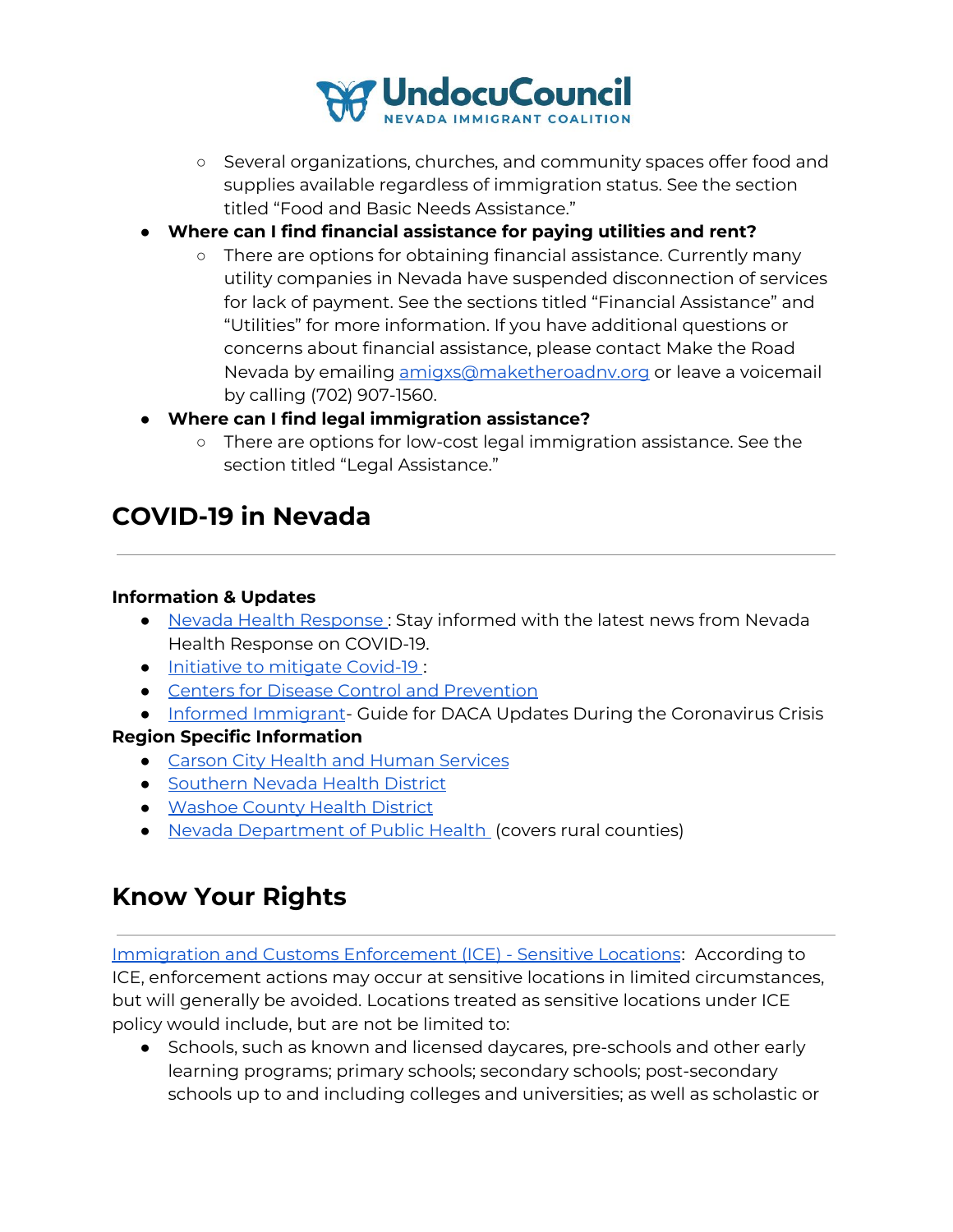- Several organizations, churches, and community spaces offer food and supplies available regardless of immigration status. See the section titled "Food and Basic Needs Assistance."

- **Where can I find financial assistance for paying utilities and rent?**
  - There are options for obtaining financial assistance. Currently many utility companies in Nevada have suspended disconnection of services for lack of payment. See the sections titled "Financial Assistance" and "Utilities" for more information. If you have additional questions or concerns about financial assistance, please contact Make the Road Nevada by emailing amigxs@maketheroadnv.org or leave a voicemail by calling (702) 907-1560.
- **Where can I find legal immigration assistance?**
  - There are options for low-cost legal immigration assistance. See the section titled "Legal Assistance."

## COVID-19 in Nevada

---

**Information & Updates**

- Nevada Health Response : Stay informed with the latest news from Nevada Health Response on COVID-19.
- Initiative to mitigate Covid-19 :
- Centers for Disease Control and Prevention
- Informed Immigrant- Guide for DACA Updates During the Coronavirus Crisis

**Region Specific Information**

- Carson City Health and Human Services
- Southern Nevada Health District
- Washoe County Health District
- Nevada Department of Public Health (covers rural counties)

## Know Your Rights

---

Immigration and Customs Enforcement (ICE) - Sensitive Locations: According to ICE, enforcement actions may occur at sensitive locations in limited circumstances, but will generally be avoided. Locations treated as sensitive locations under ICE policy would include, but are not be limited to:

- Schools, such as known and licensed daycares, pre-schools and other early learning programs; primary schools; secondary schools; post-secondary schools up to and including colleges and universities; as well as scholastic or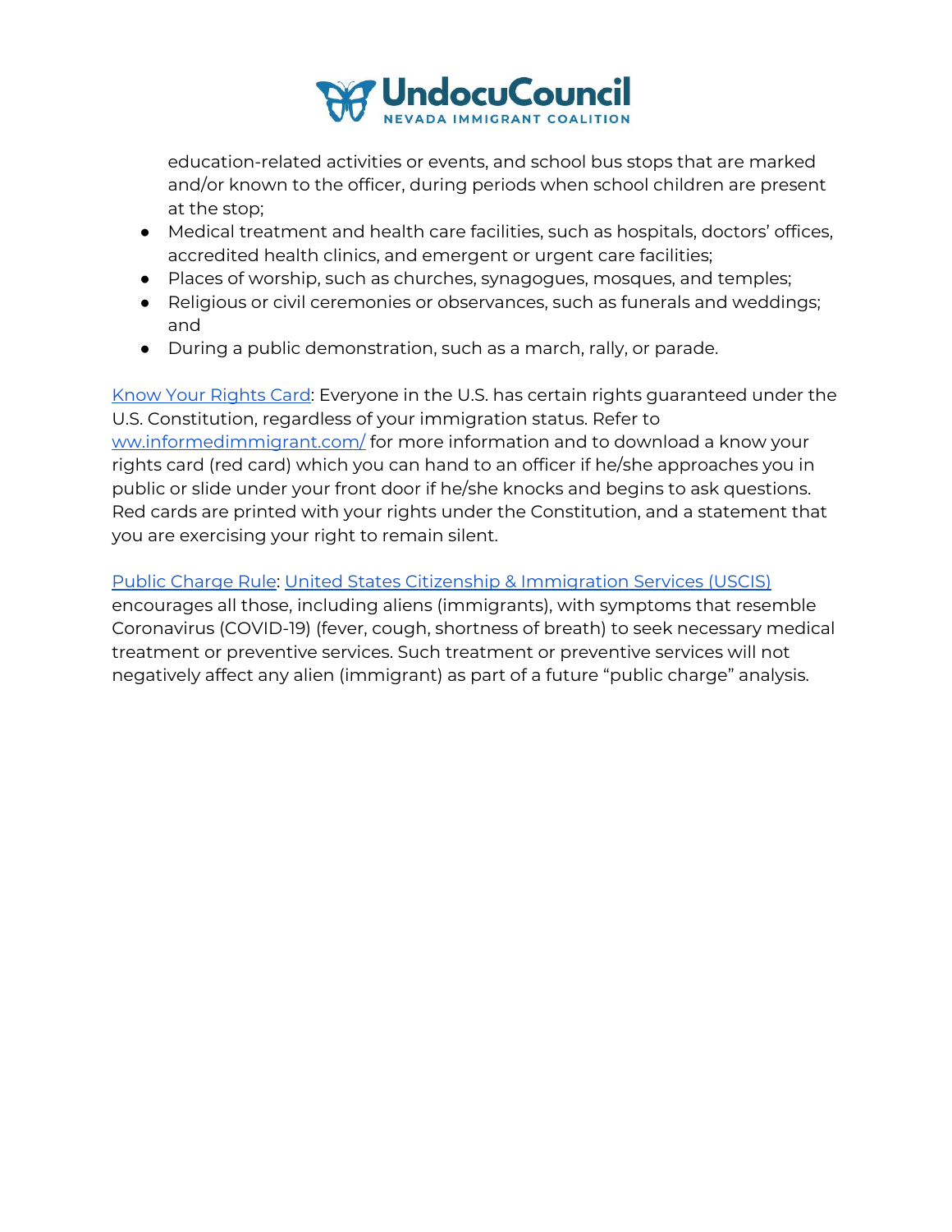education-related activities or events, and school bus stops that are marked and/or known to the officer, during periods when school children are present at the stop;

- Medical treatment and health care facilities, such as hospitals, doctors' offices, accredited health clinics, and emergent or urgent care facilities;
- Places of worship, such as churches, synagogues, mosques, and temples;
- Religious or civil ceremonies or observances, such as funerals and weddings; and
- During a public demonstration, such as a march, rally, or parade.

Know Your Rights Card: Everyone in the U.S. has certain rights guaranteed under the U.S. Constitution, regardless of your immigration status. Refer to ww.informedimmigrant.com/ for more information and to download a know your rights card (red card) which you can hand to an officer if he/she approaches you in public or slide under your front door if he/she knocks and begins to ask questions. Red cards are printed with your rights under the Constitution, and a statement that you are exercising your right to remain silent.

Public Charge Rule: United States Citizenship & Immigration Services (USCIS) encourages all those, including aliens (immigrants), with symptoms that resemble Coronavirus (COVID-19) (fever, cough, shortness of breath) to seek necessary medical treatment or preventive services. Such treatment or preventive services will not negatively affect any alien (immigrant) as part of a future "public charge" analysis.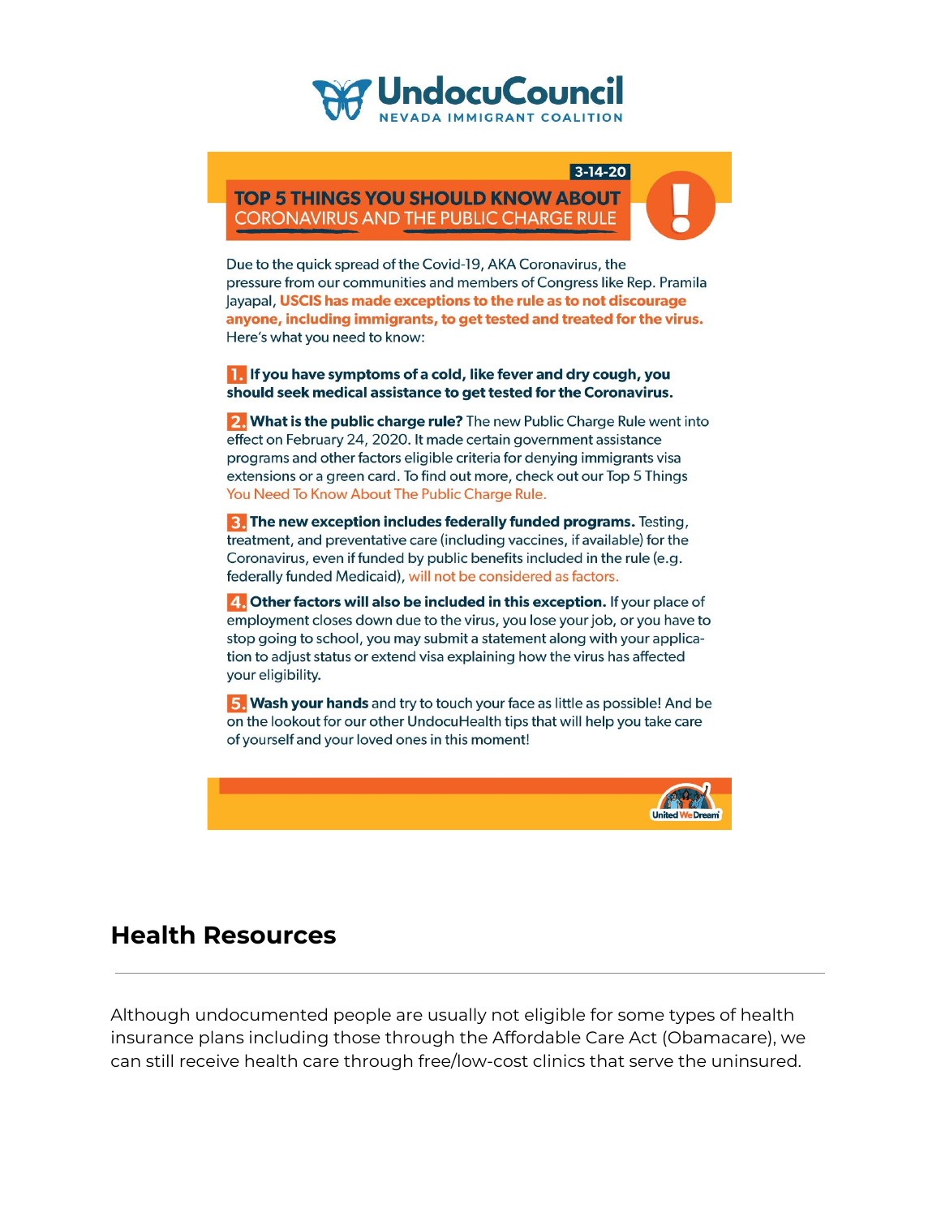**UndocuCouncil**
NEVADA IMMIGRANT COALITION

3-14-20

## TOP 5 THINGS YOU SHOULD KNOW ABOUT CORONAVIRUS AND THE PUBLIC CHARGE RULE

Due to the quick spread of the Covid-19, AKA Coronavirus, the pressure from our communities and members of Congress like Rep. Pramila Jayapal, **USCIS has made exceptions to the rule as to not discourage anyone, including immigrants, to get tested and treated for the virus.** Here's what you need to know:

**1. If you have symptoms of a cold, like fever and dry cough, you should seek medical assistance to get tested for the Coronavirus.**

**2. What is the public charge rule?** The new Public Charge Rule went into effect on February 24, 2020. It made certain government assistance programs and other factors eligible criteria for denying immigrants visa extensions or a green card. To find out more, check out our Top 5 Things You Need To Know About The Public Charge Rule.

**3. The new exception includes federally funded programs.** Testing, treatment, and preventative care (including vaccines, if available) for the Coronavirus, even if funded by public benefits included in the rule (e.g. federally funded Medicaid), will not be considered as factors.

**4. Other factors will also be included in this exception.** If your place of employment closes down due to the virus, you lose your job, or you have to stop going to school, you may submit a statement along with your application to adjust status or extend visa explaining how the virus has affected your eligibility.

**5. Wash your hands** and try to touch your face as little as possible! And be on the lookout for our other UndocuHealth tips that will help you take care of yourself and your loved ones in this moment!

United We Dream

## Health Resources

---

Although undocumented people are usually not eligible for some types of health insurance plans including those through the Affordable Care Act (Obamacare), we can still receive health care through free/low-cost clinics that serve the uninsured.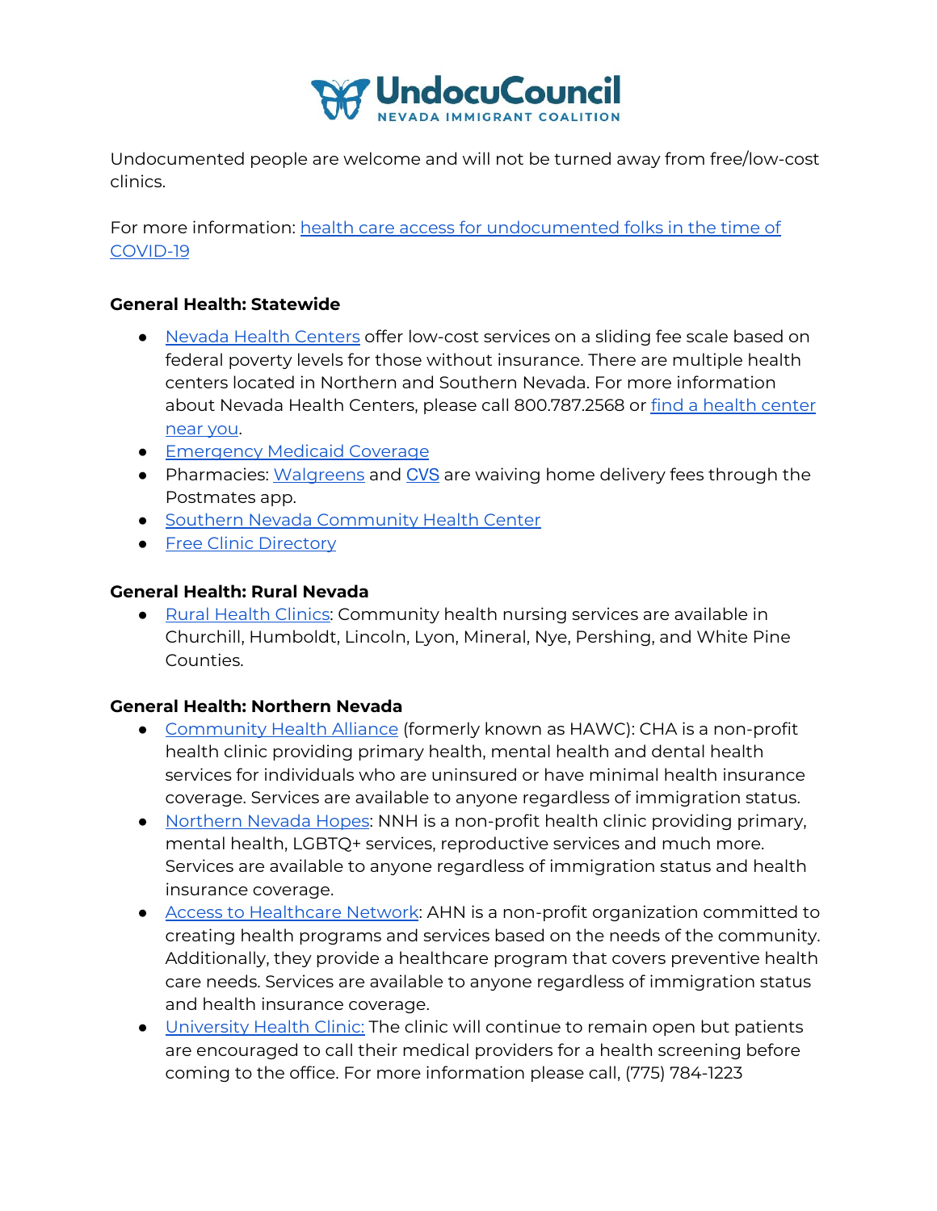Undocumented people are welcome and will not be turned away from free/low-cost clinics.

For more information: health care access for undocumented folks in the time of COVID-19

**General Health: Statewide**

- Nevada Health Centers offer low-cost services on a sliding fee scale based on federal poverty levels for those without insurance. There are multiple health centers located in Northern and Southern Nevada. For more information about Nevada Health Centers, please call 800.787.2568 or find a health center near you.
- Emergency Medicaid Coverage
- Pharmacies: Walgreens and CVS are waiving home delivery fees through the Postmates app.
- Southern Nevada Community Health Center
- Free Clinic Directory

**General Health: Rural Nevada**

- Rural Health Clinics: Community health nursing services are available in Churchill, Humboldt, Lincoln, Lyon, Mineral, Nye, Pershing, and White Pine Counties.

**General Health: Northern Nevada**

- Community Health Alliance (formerly known as HAWC): CHA is a non-profit health clinic providing primary health, mental health and dental health services for individuals who are uninsured or have minimal health insurance coverage. Services are available to anyone regardless of immigration status.
- Northern Nevada Hopes: NNH is a non-profit health clinic providing primary, mental health, LGBTQ+ services, reproductive services and much more. Services are available to anyone regardless of immigration status and health insurance coverage.
- Access to Healthcare Network: AHN is a non-profit organization committed to creating health programs and services based on the needs of the community. Additionally, they provide a healthcare program that covers preventive health care needs. Services are available to anyone regardless of immigration status and health insurance coverage.
- University Health Clinic: The clinic will continue to remain open but patients are encouraged to call their medical providers for a health screening before coming to the office. For more information please call, (775) 784-1223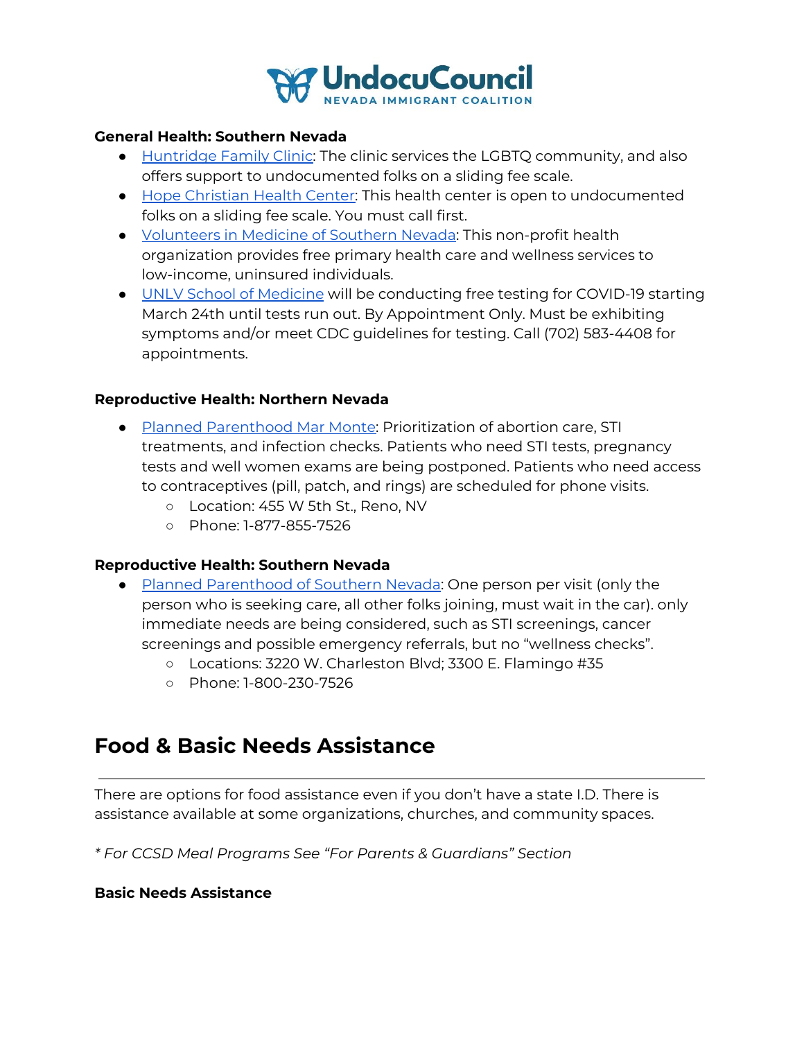**General Health: Southern Nevada**

- Huntridge Family Clinic: The clinic services the LGBTQ community, and also offers support to undocumented folks on a sliding fee scale.
- Hope Christian Health Center: This health center is open to undocumented folks on a sliding fee scale. You must call first.
- Volunteers in Medicine of Southern Nevada: This non-profit health organization provides free primary health care and wellness services to low-income, uninsured individuals.
- UNLV School of Medicine will be conducting free testing for COVID-19 starting March 24th until tests run out. By Appointment Only. Must be exhibiting symptoms and/or meet CDC guidelines for testing. Call (702) 583-4408 for appointments.

**Reproductive Health: Northern Nevada**

- Planned Parenthood Mar Monte: Prioritization of abortion care, STI treatments, and infection checks. Patients who need STI tests, pregnancy tests and well women exams are being postponed. Patients who need access to contraceptives (pill, patch, and rings) are scheduled for phone visits.
  - Location: 455 W 5th St., Reno, NV
  - Phone: 1-877-855-7526

**Reproductive Health: Southern Nevada**

- Planned Parenthood of Southern Nevada: One person per visit (only the person who is seeking care, all other folks joining, must wait in the car). only immediate needs are being considered, such as STI screenings, cancer screenings and possible emergency referrals, but no "wellness checks".
  - Locations: 3220 W. Charleston Blvd; 3300 E. Flamingo #35
  - Phone: 1-800-230-7526

## Food & Basic Needs Assistance

There are options for food assistance even if you don't have a state I.D. There is assistance available at some organizations, churches, and community spaces.

*\* For CCSD Meal Programs See "For Parents & Guardians" Section*

**Basic Needs Assistance**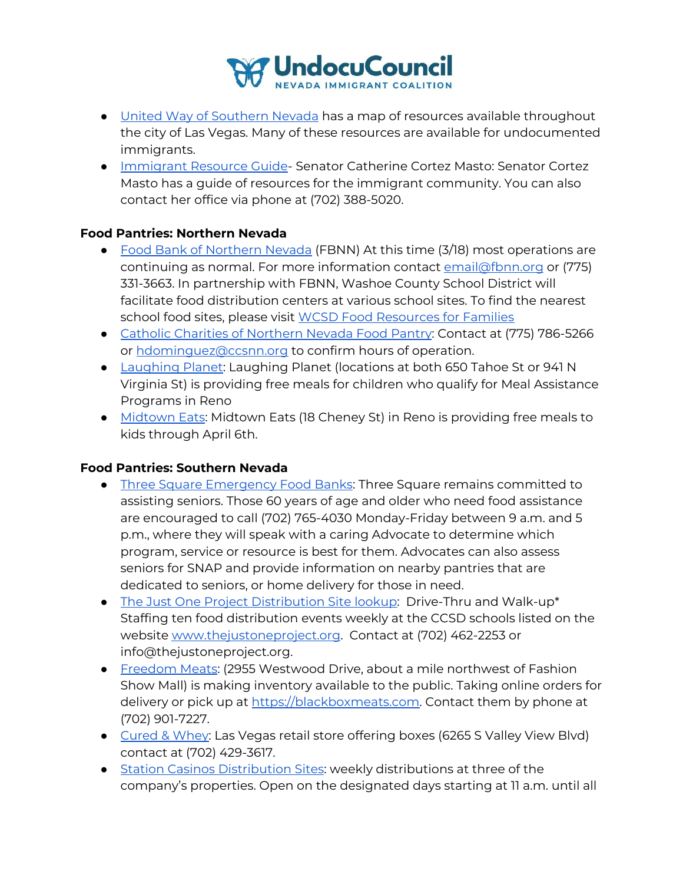- United Way of Southern Nevada has a map of resources available throughout the city of Las Vegas. Many of these resources are available for undocumented immigrants.
- Immigrant Resource Guide- Senator Catherine Cortez Masto: Senator Cortez Masto has a guide of resources for the immigrant community. You can also contact her office via phone at (702) 388-5020.

**Food Pantries: Northern Nevada**

- Food Bank of Northern Nevada (FBNN) At this time (3/18) most operations are continuing as normal. For more information contact email@fbnn.org or (775) 331-3663. In partnership with FBNN, Washoe County School District will facilitate food distribution centers at various school sites. To find the nearest school food sites, please visit WCSD Food Resources for Families
- Catholic Charities of Northern Nevada Food Pantry: Contact at (775) 786-5266 or hdominguez@ccsnn.org to confirm hours of operation.
- Laughing Planet: Laughing Planet (locations at both 650 Tahoe St or 941 N Virginia St) is providing free meals for children who qualify for Meal Assistance Programs in Reno
- Midtown Eats: Midtown Eats (18 Cheney St) in Reno is providing free meals to kids through April 6th.

**Food Pantries: Southern Nevada**

- Three Square Emergency Food Banks: Three Square remains committed to assisting seniors. Those 60 years of age and older who need food assistance are encouraged to call (702) 765-4030 Monday-Friday between 9 a.m. and 5 p.m., where they will speak with a caring Advocate to determine which program, service or resource is best for them. Advocates can also assess seniors for SNAP and provide information on nearby pantries that are dedicated to seniors, or home delivery for those in need.
- The Just One Project Distribution Site lookup: Drive-Thru and Walk-up* Staffing ten food distribution events weekly at the CCSD schools listed on the website www.thejustoneproject.org. Contact at (702) 462-2253 or info@thejustoneproject.org.
- Freedom Meats: (2955 Westwood Drive, about a mile northwest of Fashion Show Mall) is making inventory available to the public. Taking online orders for delivery or pick up at https://blackboxmeats.com. Contact them by phone at (702) 901-7227.
- Cured & Whey: Las Vegas retail store offering boxes (6265 S Valley View Blvd) contact at (702) 429-3617.
- Station Casinos Distribution Sites: weekly distributions at three of the company's properties. Open on the designated days starting at 11 a.m. until all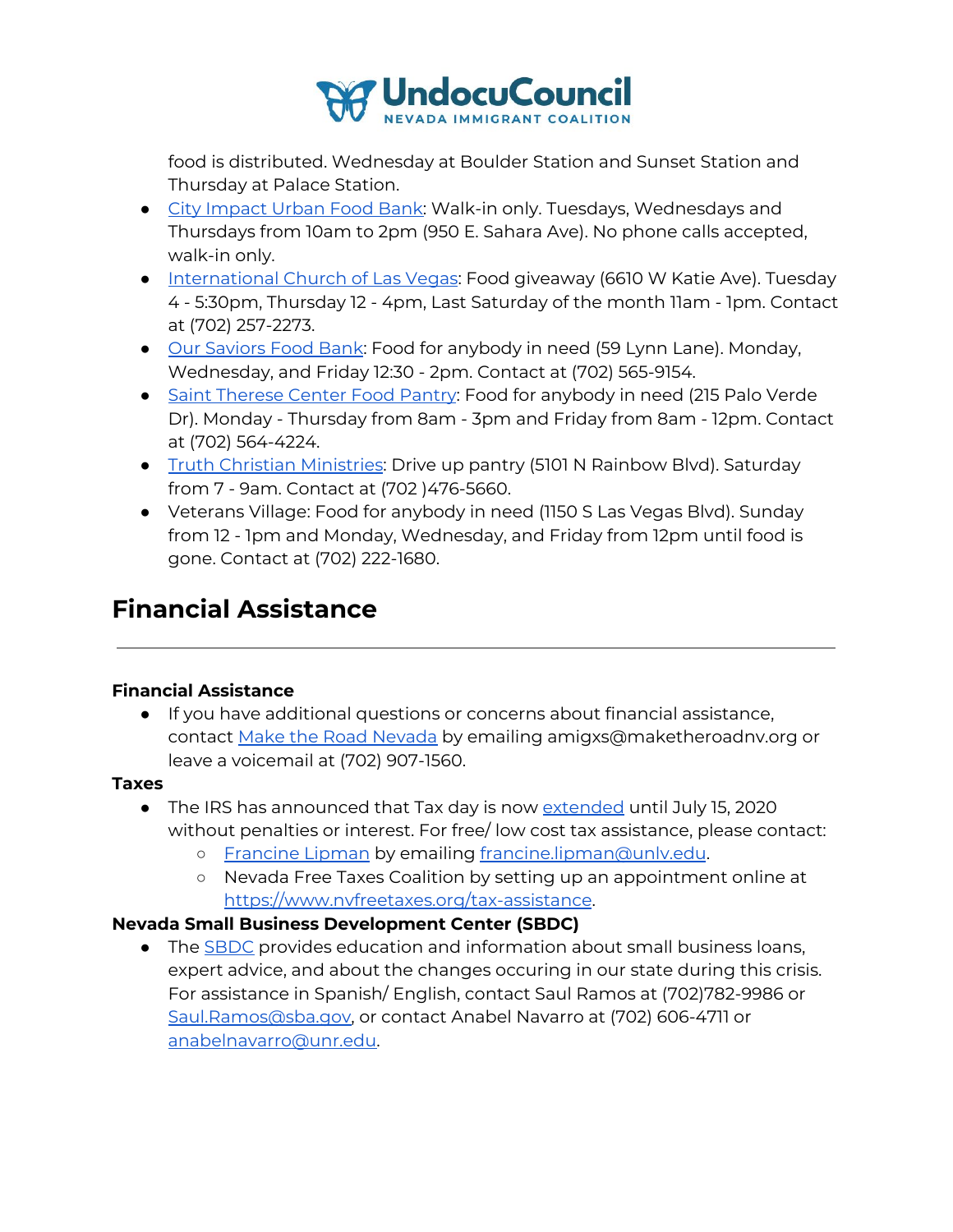food is distributed. Wednesday at Boulder Station and Sunset Station and Thursday at Palace Station.

- City Impact Urban Food Bank: Walk-in only. Tuesdays, Wednesdays and Thursdays from 10am to 2pm (950 E. Sahara Ave). No phone calls accepted, walk-in only.
- International Church of Las Vegas: Food giveaway (6610 W Katie Ave). Tuesday 4 - 5:30pm, Thursday 12 - 4pm, Last Saturday of the month 11am - 1pm. Contact at (702) 257-2273.
- Our Saviors Food Bank: Food for anybody in need (59 Lynn Lane). Monday, Wednesday, and Friday 12:30 - 2pm. Contact at (702) 565-9154.
- Saint Therese Center Food Pantry: Food for anybody in need (215 Palo Verde Dr). Monday - Thursday from 8am - 3pm and Friday from 8am - 12pm. Contact at (702) 564-4224.
- Truth Christian Ministries: Drive up pantry (5101 N Rainbow Blvd). Saturday from 7 - 9am. Contact at (702 )476-5660.
- Veterans Village: Food for anybody in need (1150 S Las Vegas Blvd). Sunday from 12 - 1pm and Monday, Wednesday, and Friday from 12pm until food is gone. Contact at (702) 222-1680.

# Financial Assistance

---

### Financial Assistance

- If you have additional questions or concerns about financial assistance, contact Make the Road Nevada by emailing amigxs@maketheroadnv.org or leave a voicemail at (702) 907-1560.

### Taxes

- The IRS has announced that Tax day is now extended until July 15, 2020 without penalties or interest. For free/ low cost tax assistance, please contact:
  - Francine Lipman by emailing francine.lipman@unlv.edu.
  - Nevada Free Taxes Coalition by setting up an appointment online at https://www.nvfreetaxes.org/tax-assistance.

### Nevada Small Business Development Center (SBDC)

- The SBDC provides education and information about small business loans, expert advice, and about the changes occuring in our state during this crisis. For assistance in Spanish/ English, contact Saul Ramos at (702)782-9986 or Saul.Ramos@sba.gov, or contact Anabel Navarro at (702) 606-4711 or anabelnavarro@unr.edu.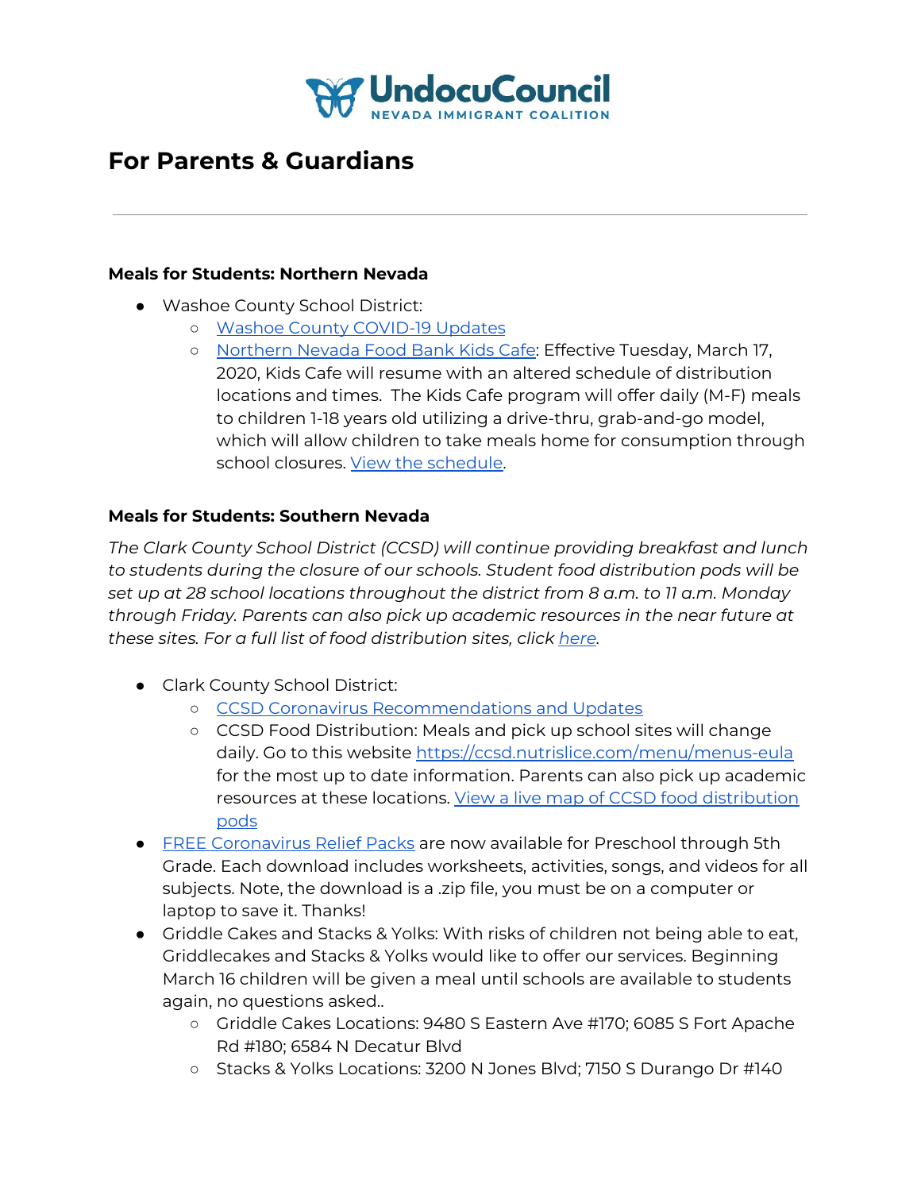# UndocuCouncil
NEVADA IMMIGRANT COALITION

## For Parents & Guardians

---

**Meals for Students: Northern Nevada**

- Washoe County School District:
  - Washoe County COVID-19 Updates
  - Northern Nevada Food Bank Kids Cafe: Effective Tuesday, March 17, 2020, Kids Cafe will resume with an altered schedule of distribution locations and times. The Kids Cafe program will offer daily (M-F) meals to children 1-18 years old utilizing a drive-thru, grab-and-go model, which will allow children to take meals home for consumption through school closures. View the schedule.

**Meals for Students: Southern Nevada**

*The Clark County School District (CCSD) will continue providing breakfast and lunch to students during the closure of our schools. Student food distribution pods will be set up at 28 school locations throughout the district from 8 a.m. to 11 a.m. Monday through Friday. Parents can also pick up academic resources in the near future at these sites. For a full list of food distribution sites, click here.*

- Clark County School District:
  - CCSD Coronavirus Recommendations and Updates
  - CCSD Food Distribution: Meals and pick up school sites will change daily. Go to this website https://ccsd.nutrislice.com/menu/menus-eula for the most up to date information. Parents can also pick up academic resources at these locations. View a live map of CCSD food distribution pods
- FREE Coronavirus Relief Packs are now available for Preschool through 5th Grade. Each download includes worksheets, activities, songs, and videos for all subjects. Note, the download is a .zip file, you must be on a computer or laptop to save it. Thanks!
- Griddle Cakes and Stacks & Yolks: With risks of children not being able to eat, Griddlecakes and Stacks & Yolks would like to offer our services. Beginning March 16 children will be given a meal until schools are available to students again, no questions asked..
  - Griddle Cakes Locations: 9480 S Eastern Ave #170; 6085 S Fort Apache Rd #180; 6584 N Decatur Blvd
  - Stacks & Yolks Locations: 3200 N Jones Blvd; 7150 S Durango Dr #140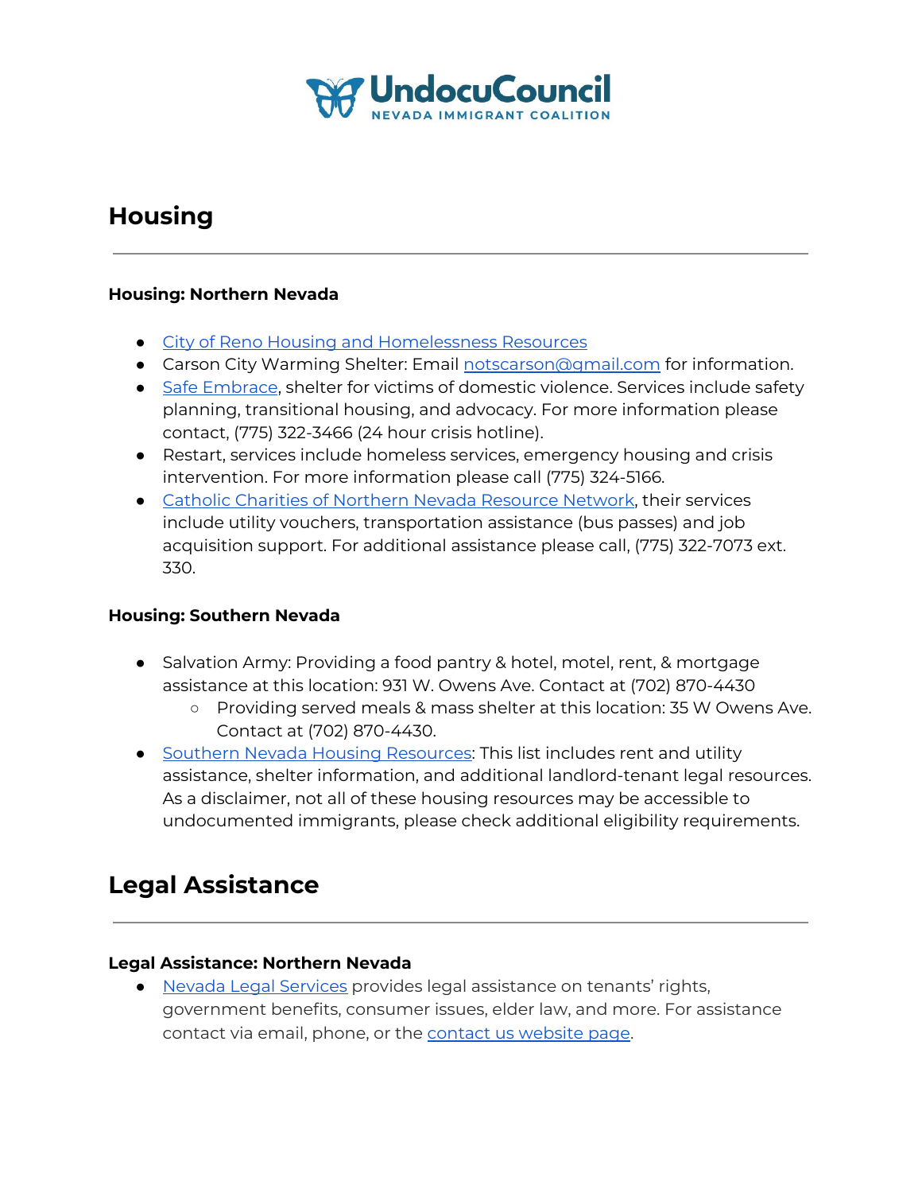# Housing

### Housing: Northern Nevada

- City of Reno Housing and Homelessness Resources
- Carson City Warming Shelter: Email notscarson@gmail.com for information.
- Safe Embrace, shelter for victims of domestic violence. Services include safety planning, transitional housing, and advocacy. For more information please contact, (775) 322-3466 (24 hour crisis hotline).
- Restart, services include homeless services, emergency housing and crisis intervention. For more information please call (775) 324-5166.
- Catholic Charities of Northern Nevada Resource Network, their services include utility vouchers, transportation assistance (bus passes) and job acquisition support. For additional assistance please call, (775) 322-7073 ext. 330.

### Housing: Southern Nevada

- Salvation Army: Providing a food pantry & hotel, motel, rent, & mortgage assistance at this location: 931 W. Owens Ave. Contact at (702) 870-4430
  - Providing served meals & mass shelter at this location: 35 W Owens Ave. Contact at (702) 870-4430.
- Southern Nevada Housing Resources: This list includes rent and utility assistance, shelter information, and additional landlord-tenant legal resources. As a disclaimer, not all of these housing resources may be accessible to undocumented immigrants, please check additional eligibility requirements.

# Legal Assistance

### Legal Assistance: Northern Nevada

- Nevada Legal Services provides legal assistance on tenants' rights, government benefits, consumer issues, elder law, and more. For assistance contact via email, phone, or the contact us website page.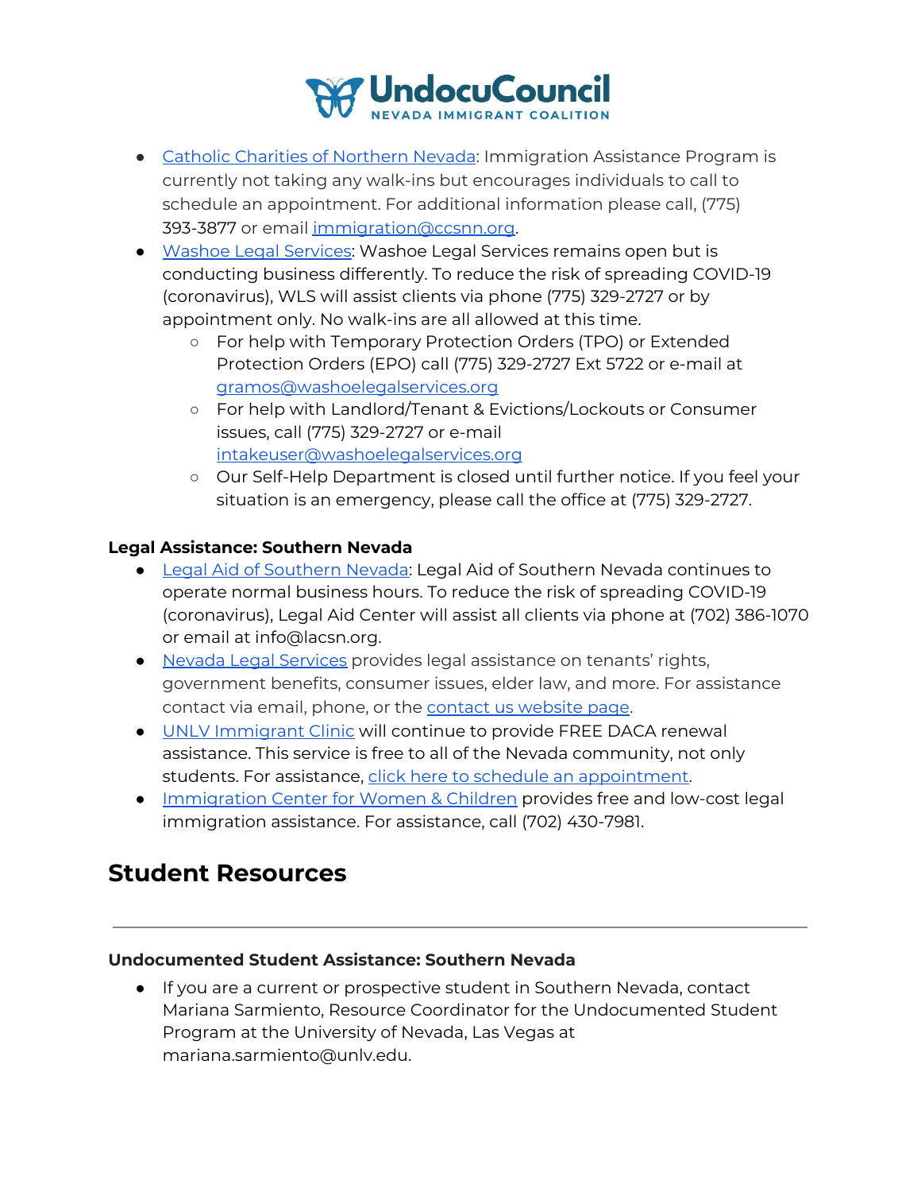- Catholic Charities of Northern Nevada: Immigration Assistance Program is currently not taking any walk-ins but encourages individuals to call to schedule an appointment. For additional information please call, (775) 393-3877 or email immigration@ccsnn.org.
- Washoe Legal Services: Washoe Legal Services remains open but is conducting business differently. To reduce the risk of spreading COVID-19 (coronavirus), WLS will assist clients via phone (775) 329-2727 or by appointment only. No walk-ins are all allowed at this time.
  - For help with Temporary Protection Orders (TPO) or Extended Protection Orders (EPO) call (775) 329-2727 Ext 5722 or e-mail at gramos@washoelegalservices.org
  - For help with Landlord/Tenant & Evictions/Lockouts or Consumer issues, call (775) 329-2727 or e-mail intakeuser@washoelegalservices.org
  - Our Self-Help Department is closed until further notice. If you feel your situation is an emergency, please call the office at (775) 329-2727.

**Legal Assistance: Southern Nevada**

- Legal Aid of Southern Nevada: Legal Aid of Southern Nevada continues to operate normal business hours. To reduce the risk of spreading COVID-19 (coronavirus), Legal Aid Center will assist all clients via phone at (702) 386-1070 or email at info@lacsn.org.
- Nevada Legal Services provides legal assistance on tenants' rights, government benefits, consumer issues, elder law, and more. For assistance contact via email, phone, or the contact us website page.
- UNLV Immigrant Clinic will continue to provide FREE DACA renewal assistance. This service is free to all of the Nevada community, not only students. For assistance, click here to schedule an appointment.
- Immigration Center for Women & Children provides free and low-cost legal immigration assistance. For assistance, call (702) 430-7981.

# Student Resources

---

**Undocumented Student Assistance: Southern Nevada**

- If you are a current or prospective student in Southern Nevada, contact Mariana Sarmiento, Resource Coordinator for the Undocumented Student Program at the University of Nevada, Las Vegas at mariana.sarmiento@unlv.edu.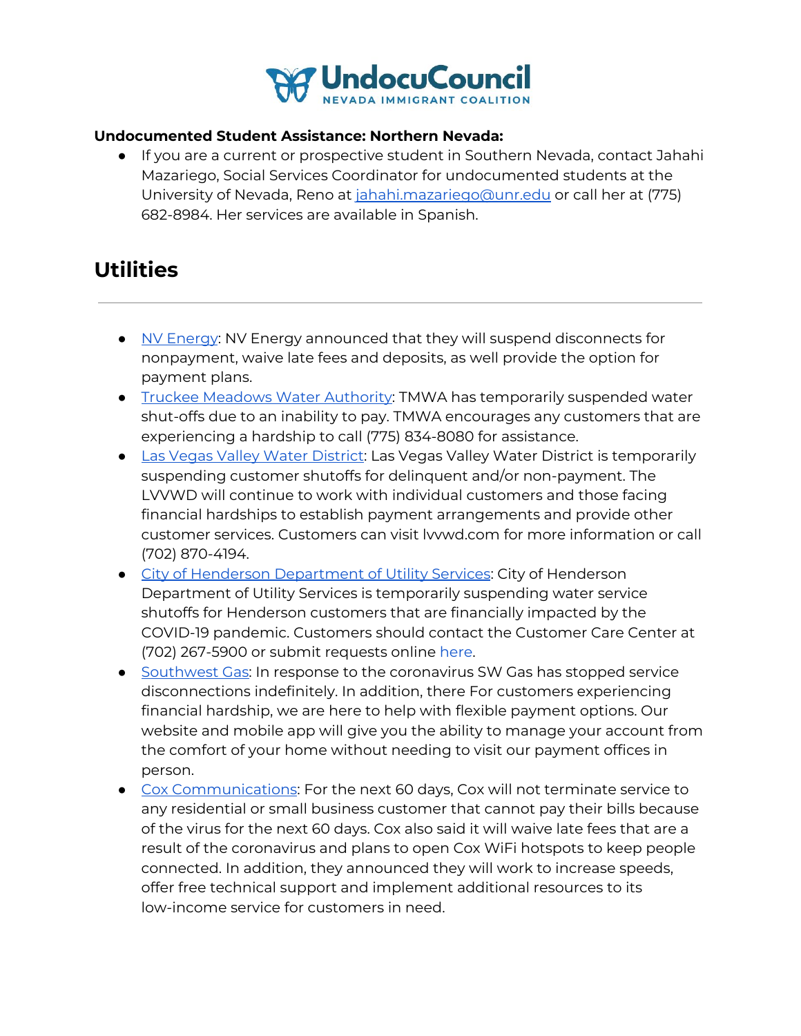**Undocumented Student Assistance: Northern Nevada:**

- If you are a current or prospective student in Southern Nevada, contact Jahahi Mazariego, Social Services Coordinator for undocumented students at the University of Nevada, Reno at jahahi.mazariego@unr.edu or call her at (775) 682-8984. Her services are available in Spanish.

## Utilities

---

- NV Energy: NV Energy announced that they will suspend disconnects for nonpayment, waive late fees and deposits, as well provide the option for payment plans.
- Truckee Meadows Water Authority: TMWA has temporarily suspended water shut-offs due to an inability to pay. TMWA encourages any customers that are experiencing a hardship to call (775) 834-8080 for assistance.
- Las Vegas Valley Water District: Las Vegas Valley Water District is temporarily suspending customer shutoffs for delinquent and/or non-payment. The LVVWD will continue to work with individual customers and those facing financial hardships to establish payment arrangements and provide other customer services. Customers can visit lvvwd.com for more information or call (702) 870-4194.
- City of Henderson Department of Utility Services: City of Henderson Department of Utility Services is temporarily suspending water service shutoffs for Henderson customers that are financially impacted by the COVID-19 pandemic. Customers should contact the Customer Care Center at (702) 267-5900 or submit requests online here.
- Southwest Gas: In response to the coronavirus SW Gas has stopped service disconnections indefinitely. In addition, there For customers experiencing financial hardship, we are here to help with flexible payment options. Our website and mobile app will give you the ability to manage your account from the comfort of your home without needing to visit our payment offices in person.
- Cox Communications: For the next 60 days, Cox will not terminate service to any residential or small business customer that cannot pay their bills because of the virus for the next 60 days. Cox also said it will waive late fees that are a result of the coronavirus and plans to open Cox WiFi hotspots to keep people connected. In addition, they announced they will work to increase speeds, offer free technical support and implement additional resources to its low-income service for customers in need.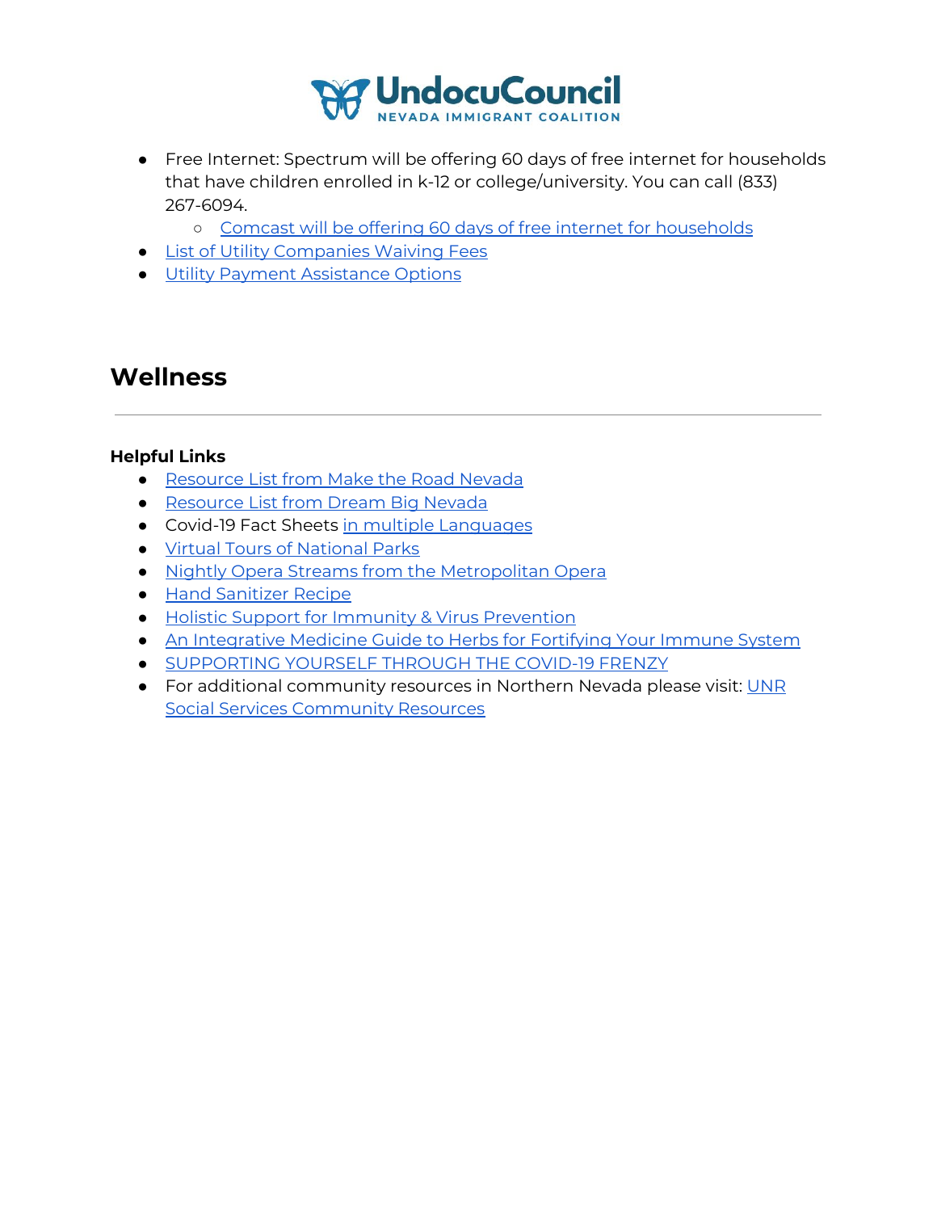- Free Internet: Spectrum will be offering 60 days of free internet for households that have children enrolled in k-12 or college/university. You can call (833) 267-6094.
    - Comcast will be offering 60 days of free internet for households
- List of Utility Companies Waiving Fees
- Utility Payment Assistance Options

## Wellness

---

**Helpful Links**

- Resource List from Make the Road Nevada
- Resource List from Dream Big Nevada
- Covid-19 Fact Sheets in multiple Languages
- Virtual Tours of National Parks
- Nightly Opera Streams from the Metropolitan Opera
- Hand Sanitizer Recipe
- Holistic Support for Immunity & Virus Prevention
- An Integrative Medicine Guide to Herbs for Fortifying Your Immune System
- SUPPORTING YOURSELF THROUGH THE COVID-19 FRENZY
- For additional community resources in Northern Nevada please visit: UNR Social Services Community Resources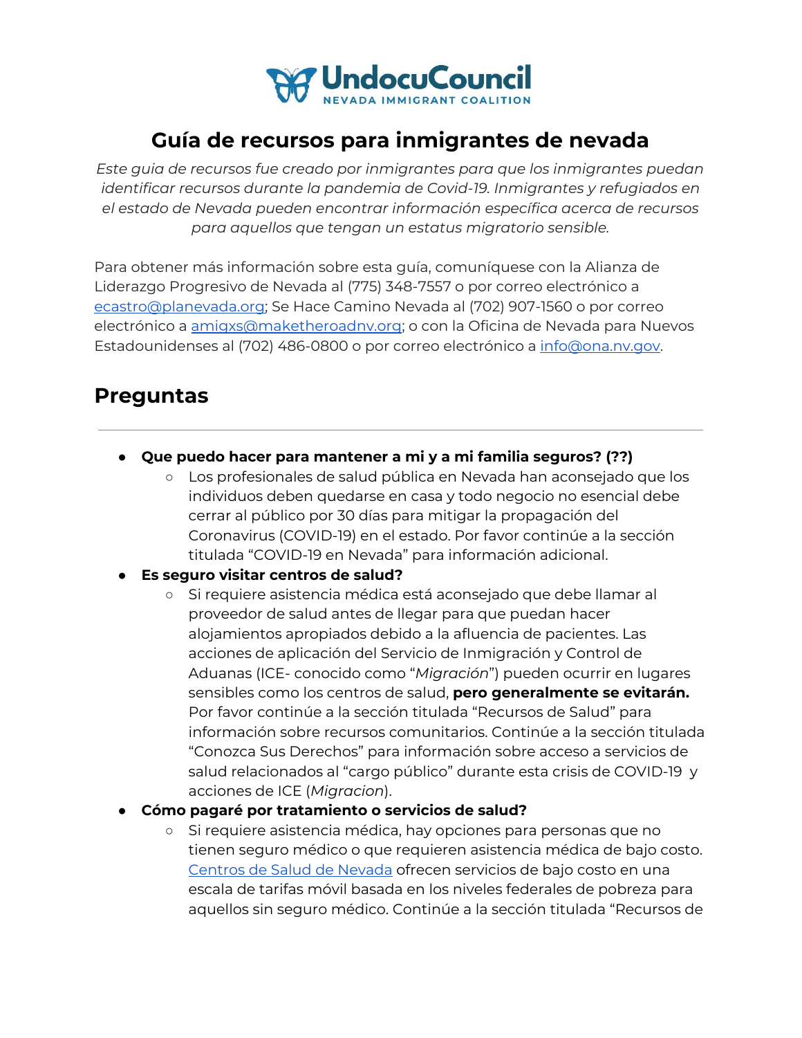**UndocuCouncil**
NEVADA IMMIGRANT COALITION

# Guía de recursos para inmigrantes de nevada

*Este guia de recursos fue creado por inmigrantes para que los inmigrantes puedan identificar recursos durante la pandemia de Covid-19. Inmigrantes y refugiados en el estado de Nevada pueden encontrar información específica acerca de recursos para aquellos que tengan un estatus migratorio sensible.*

Para obtener más información sobre esta guía, comuníquese con la Alianza de Liderazgo Progresivo de Nevada al (775) 348-7557 o por correo electrónico a [ecastro@planevada.org](mailto:ecastro@planevada.org); Se Hace Camino Nevada al (702) 907-1560 o por correo electrónico a [amigxs@maketheroadnv.org](mailto:amigxs@maketheroadnv.org); o con la Oficina de Nevada para Nuevos Estadounidenses al (702) 486-0800 o por correo electrónico a [info@ona.nv.gov](mailto:info@ona.nv.gov).

## Preguntas

---

- **Que puedo hacer para mantener a mi y a mi familia seguros? (??)**
  - Los profesionales de salud pública en Nevada han aconsejado que los individuos deben quedarse en casa y todo negocio no esencial debe cerrar al público por 30 días para mitigar la propagación del Coronavirus (COVID-19) en el estado. Por favor continúe a la sección titulada "COVID-19 en Nevada" para información adicional.
- **Es seguro visitar centros de salud?**
  - Si requiere asistencia médica está aconsejado que debe llamar al proveedor de salud antes de llegar para que puedan hacer alojamientos apropiados debido a la afluencia de pacientes. Las acciones de aplicación del Servicio de Inmigración y Control de Aduanas (ICE- conocido como "*Migración*") pueden ocurrir en lugares sensibles como los centros de salud, **pero generalmente se evitarán.** Por favor continúe a la sección titulada "Recursos de Salud" para información sobre recursos comunitarios. Continúe a la sección titulada "Conozca Sus Derechos" para información sobre acceso a servicios de salud relacionados al "cargo público" durante esta crisis de COVID-19 y acciones de ICE (*Migracion*).
- **Cómo pagaré por tratamiento o servicios de salud?**
  - Si requiere asistencia médica, hay opciones para personas que no tienen seguro médico o que requieren asistencia médica de bajo costo. Centros de Salud de Nevada ofrecen servicios de bajo costo en una escala de tarifas móvil basada en los niveles federales de pobreza para aquellos sin seguro médico. Continúe a la sección titulada "Recursos de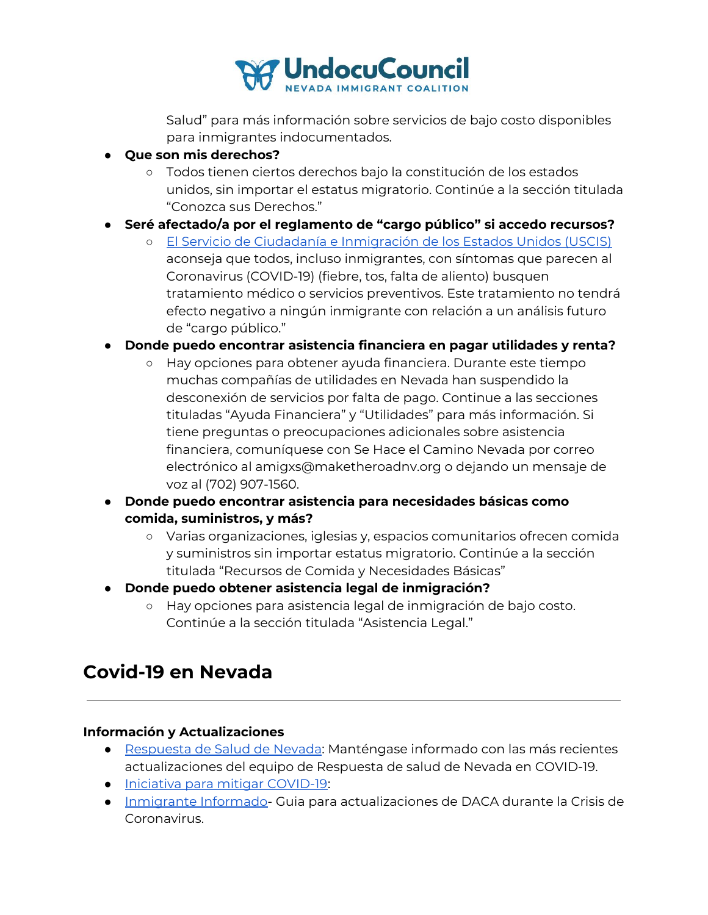Salud" para más información sobre servicios de bajo costo disponibles para inmigrantes indocumentados.

- **Que son mis derechos?**
  - Todos tienen ciertos derechos bajo la constitución de los estados unidos, sin importar el estatus migratorio. Continúe a la sección titulada "Conozca sus Derechos."
- **Seré afectado/a por el reglamento de "cargo público" si accedo recursos?**
  - El Servicio de Ciudadanía e Inmigración de los Estados Unidos (USCIS) aconseja que todos, incluso inmigrantes, con síntomas que parecen al Coronavirus (COVID-19) (fiebre, tos, falta de aliento) busquen tratamiento médico o servicios preventivos. Este tratamiento no tendrá efecto negativo a ningún inmigrante con relación a un análisis futuro de "cargo público."
- **Donde puedo encontrar asistencia financiera en pagar utilidades y renta?**
  - Hay opciones para obtener ayuda financiera. Durante este tiempo muchas compañías de utilidades en Nevada han suspendido la desconexión de servicios por falta de pago. Continue a las secciones tituladas "Ayuda Financiera" y "Utilidades" para más información. Si tiene preguntas o preocupaciones adicionales sobre asistencia financiera, comuníquese con Se Hace el Camino Nevada por correo electrónico al amigxs@maketheroadnv.org o dejando un mensaje de voz al (702) 907-1560.
- **Donde puedo encontrar asistencia para necesidades básicas como comida, suministros, y más?**
  - Varias organizaciones, iglesias y, espacios comunitarios ofrecen comida y suministros sin importar estatus migratorio. Continúe a la sección titulada "Recursos de Comida y Necesidades Básicas"
- **Donde puedo obtener asistencia legal de inmigración?**
  - Hay opciones para asistencia legal de inmigración de bajo costo. Continúe a la sección titulada "Asistencia Legal."

## Covid-19 en Nevada

---

### Información y Actualizaciones

- Respuesta de Salud de Nevada: Manténgase informado con las más recientes actualizaciones del equipo de Respuesta de salud de Nevada en COVID-19.
- Iniciativa para mitigar COVID-19:
- Inmigrante Informado- Guia para actualizaciones de DACA durante la Crisis de Coronavirus.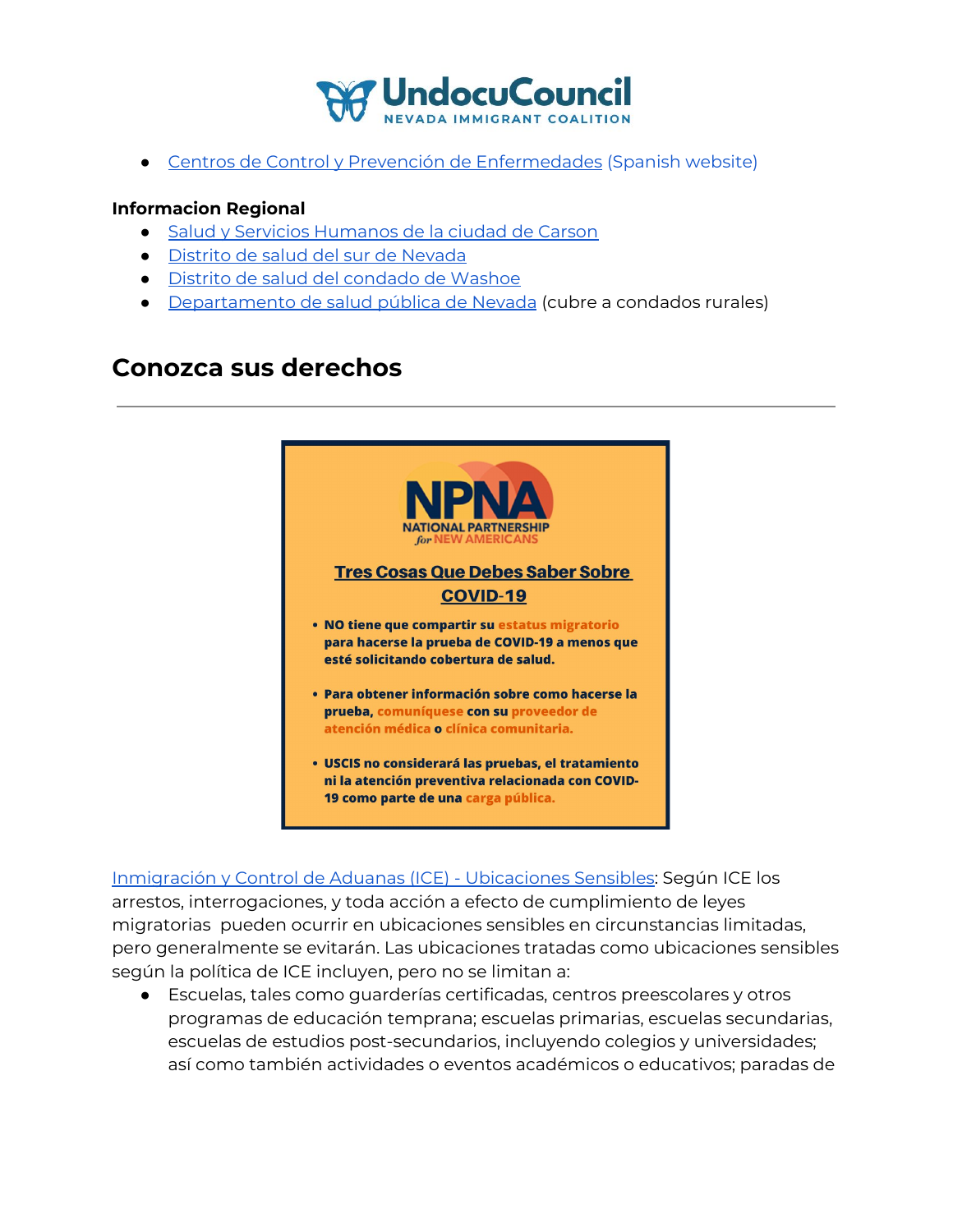- Centros de Control y Prevención de Enfermedades (Spanish website)

**Informacion Regional**

- Salud y Servicios Humanos de la ciudad de Carson
- Distrito de salud del sur de Nevada
- Distrito de salud del condado de Washoe
- Departamento de salud pública de Nevada (cubre a condados rurales)

## Conozca sus derechos

---

NPNA
NATIONAL PARTNERSHIP *for* NEW AMERICANS

**Tres Cosas Que Debes Saber Sobre COVID-19**

- **NO tiene que compartir su estatus migratorio para hacerse la prueba de COVID-19 a menos que esté solicitando cobertura de salud.**
- **Para obtener información sobre como hacerse la prueba, comuníquese con su proveedor de atención médica o clínica comunitaria.**
- **USCIS no considerará las pruebas, el tratamiento ni la atención preventiva relacionada con COVID-19 como parte de una carga pública.**

Inmigración y Control de Aduanas (ICE) - Ubicaciones Sensibles: Según ICE los arrestos, interrogaciones, y toda acción a efecto de cumplimiento de leyes migratorias pueden ocurrir en ubicaciones sensibles en circunstancias limitadas, pero generalmente se evitarán. Las ubicaciones tratadas como ubicaciones sensibles según la política de ICE incluyen, pero no se limitan a:

- Escuelas, tales como guarderías certificadas, centros preescolares y otros programas de educación temprana; escuelas primarias, escuelas secundarias, escuelas de estudios post-secundarios, incluyendo colegios y universidades; así como también actividades o eventos académicos o educativos; paradas de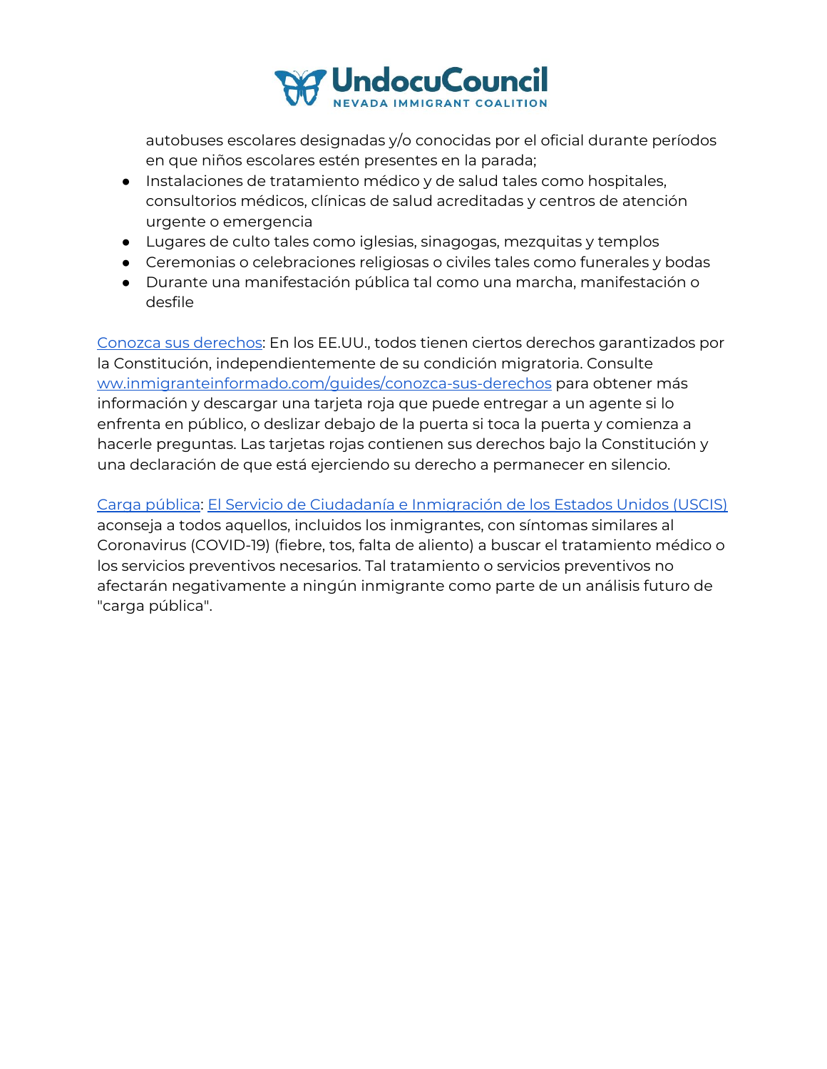autobuses escolares designadas y/o conocidas por el oficial durante períodos en que niños escolares estén presentes en la parada;

- Instalaciones de tratamiento médico y de salud tales como hospitales, consultorios médicos, clínicas de salud acreditadas y centros de atención urgente o emergencia
- Lugares de culto tales como iglesias, sinagogas, mezquitas y templos
- Ceremonias o celebraciones religiosas o civiles tales como funerales y bodas
- Durante una manifestación pública tal como una marcha, manifestación o desfile

Conozca sus derechos: En los EE.UU., todos tienen ciertos derechos garantizados por la Constitución, independientemente de su condición migratoria. Consulte ww.inmigranteinformado.com/guides/conozca-sus-derechos para obtener más información y descargar una tarjeta roja que puede entregar a un agente si lo enfrenta en público, o deslizar debajo de la puerta si toca la puerta y comienza a hacerle preguntas. Las tarjetas rojas contienen sus derechos bajo la Constitución y una declaración de que está ejerciendo su derecho a permanecer en silencio.

Carga pública: El Servicio de Ciudadanía e Inmigración de los Estados Unidos (USCIS) aconseja a todos aquellos, incluidos los inmigrantes, con síntomas similares al Coronavirus (COVID-19) (fiebre, tos, falta de aliento) a buscar el tratamiento médico o los servicios preventivos necesarios. Tal tratamiento o servicios preventivos no afectarán negativamente a ningún inmigrante como parte de un análisis futuro de "carga pública".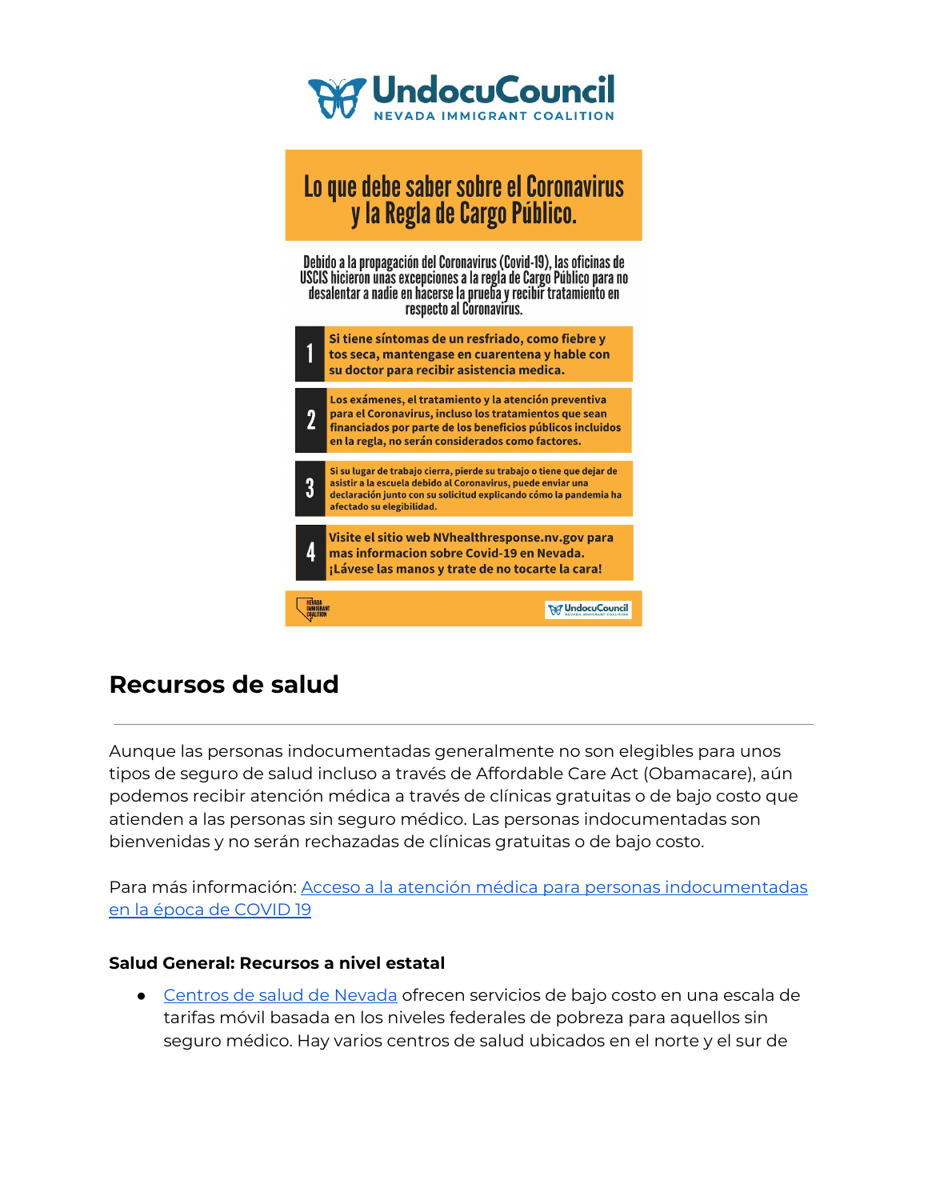# UndocuCouncil
NEVADA IMMIGRANT COALITION

## Lo que debe saber sobre el Coronavirus y la Regla de Cargo Público.

Debido a la propagación del Coronavirus (Covid-19), las oficinas de USCIS hicieron unas excepciones a la regla de Cargo Público para no desalentar a nadie en hacerse la prueba y recibir tratamiento en respecto al Coronavirus.

1. Si tiene síntomas de un resfriado, como fiebre y tos seca, mantengase en cuarentena y hable con su doctor para recibir asistencia medica.
2. Los exámenes, el tratamiento y la atención preventiva para el Coronavirus, incluso los tratamientos que sean financiados por parte de los beneficios públicos incluidos en la regla, no serán considerados como factores.
3. Si su lugar de trabajo cierra, pierde su trabajo o tiene que dejar de asistir a la escuela debido al Coronavirus, puede enviar una declaración junto con su solicitud explicando cómo la pandemia ha afectado su elegibilidad.
4. Visite el sitio web NVhealthresponse.nv.gov para mas informacion sobre Covid-19 en Nevada. ¡Lávese las manos y trate de no tocarte la cara!

Nevada Immigrant Coalition | UndocuCouncil

## Recursos de salud

---

Aunque las personas indocumentadas generalmente no son elegibles para unos tipos de seguro de salud incluso a través de Affordable Care Act (Obamacare), aún podemos recibir atención médica a través de clínicas gratuitas o de bajo costo que atienden a las personas sin seguro médico. Las personas indocumentadas son bienvenidas y no serán rechazadas de clínicas gratuitas o de bajo costo.

Para más información: [Acceso a la atención médica para personas indocumentadas en la época de COVID 19]

**Salud General: Recursos a nivel estatal**

- [Centros de salud de Nevada] ofrecen servicios de bajo costo en una escala de tarifas móvil basada en los niveles federales de pobreza para aquellos sin seguro médico. Hay varios centros de salud ubicados en el norte y el sur de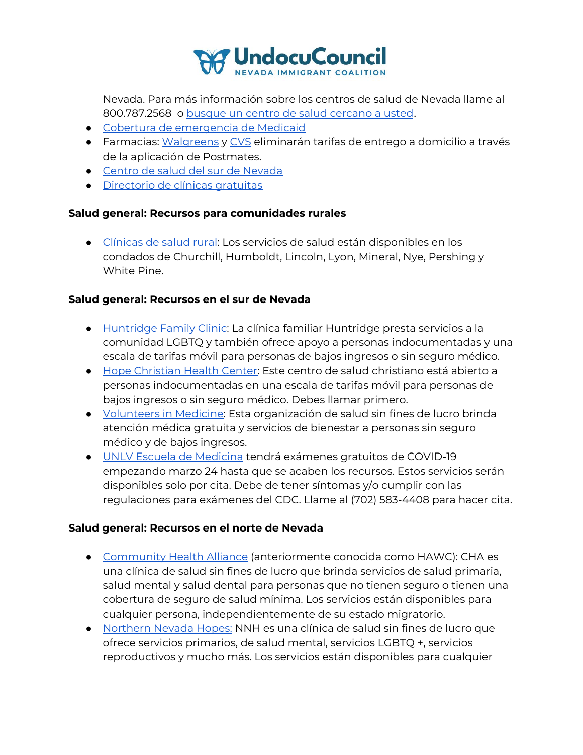Nevada. Para más información sobre los centros de salud de Nevada llame al 800.787.2568 o busque un centro de salud cercano a usted.

- Cobertura de emergencia de Medicaid
- Farmacias: Walgreens y CVS eliminarán tarifas de entrego a domicilio a través de la aplicación de Postmates.
- Centro de salud del sur de Nevada
- Directorio de clínicas gratuitas

**Salud general: Recursos para comunidades rurales**

- Clínicas de salud rural: Los servicios de salud están disponibles en los condados de Churchill, Humboldt, Lincoln, Lyon, Mineral, Nye, Pershing y White Pine.

**Salud general: Recursos en el sur de Nevada**

- Huntridge Family Clinic: La clínica familiar Huntridge presta servicios a la comunidad LGBTQ y también ofrece apoyo a personas indocumentadas y una escala de tarifas móvil para personas de bajos ingresos o sin seguro médico.
- Hope Christian Health Center: Este centro de salud christiano está abierto a personas indocumentadas en una escala de tarifas móvil para personas de bajos ingresos o sin seguro médico. Debes llamar primero.
- Volunteers in Medicine: Esta organización de salud sin fines de lucro brinda atención médica gratuita y servicios de bienestar a personas sin seguro médico y de bajos ingresos.
- UNLV Escuela de Medicina tendrá exámenes gratuitos de COVID-19 empezando marzo 24 hasta que se acaben los recursos. Estos servicios serán disponibles solo por cita. Debe de tener síntomas y/o cumplir con las regulaciones para exámenes del CDC. Llame al (702) 583-4408 para hacer cita.

**Salud general: Recursos en el norte de Nevada**

- Community Health Alliance (anteriormente conocida como HAWC): CHA es una clínica de salud sin fines de lucro que brinda servicios de salud primaria, salud mental y salud dental para personas que no tienen seguro o tienen una cobertura de seguro de salud mínima. Los servicios están disponibles para cualquier persona, independientemente de su estado migratorio.
- Northern Nevada Hopes: NNH es una clínica de salud sin fines de lucro que ofrece servicios primarios, de salud mental, servicios LGBTQ +, servicios reproductivos y mucho más. Los servicios están disponibles para cualquier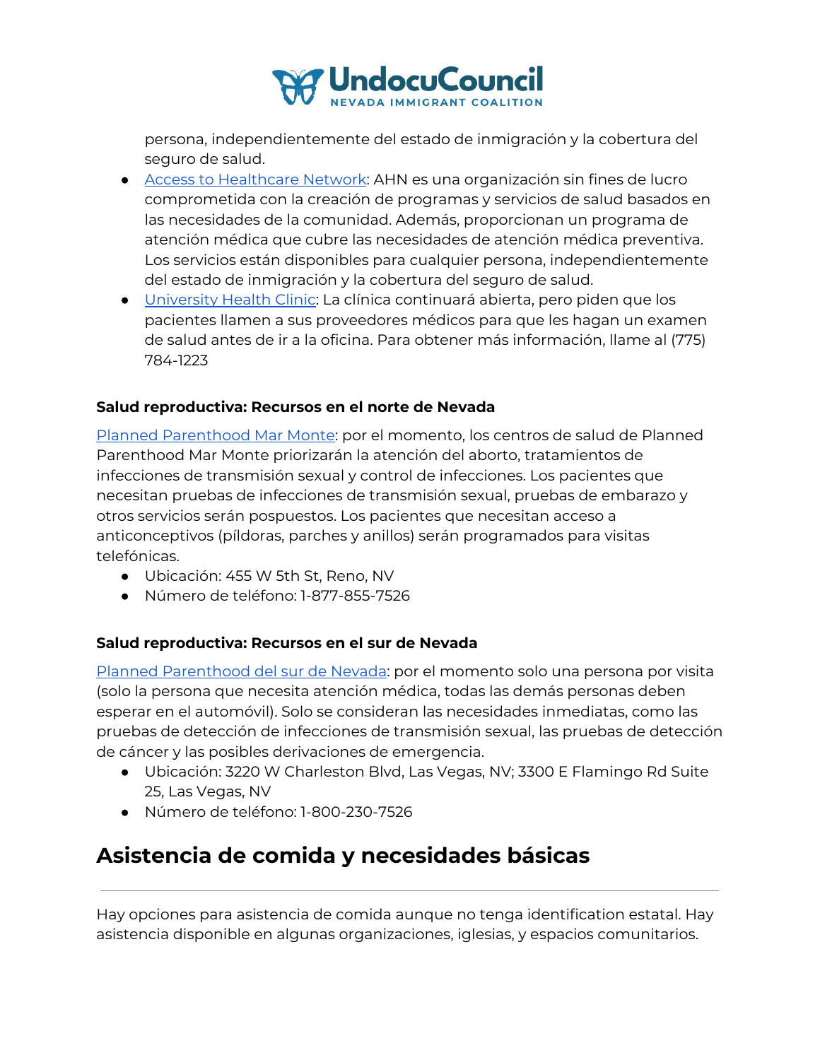persona, independientemente del estado de inmigración y la cobertura del seguro de salud.

- Access to Healthcare Network: AHN es una organización sin fines de lucro comprometida con la creación de programas y servicios de salud basados en las necesidades de la comunidad. Además, proporcionan un programa de atención médica que cubre las necesidades de atención médica preventiva. Los servicios están disponibles para cualquier persona, independientemente del estado de inmigración y la cobertura del seguro de salud.
- University Health Clinic: La clínica continuará abierta, pero piden que los pacientes llamen a sus proveedores médicos para que les hagan un examen de salud antes de ir a la oficina. Para obtener más información, llame al (775) 784-1223

### Salud reproductiva: Recursos en el norte de Nevada

Planned Parenthood Mar Monte: por el momento, los centros de salud de Planned Parenthood Mar Monte priorizarán la atención del aborto, tratamientos de infecciones de transmisión sexual y control de infecciones. Los pacientes que necesitan pruebas de infecciones de transmisión sexual, pruebas de embarazo y otros servicios serán pospuestos. Los pacientes que necesitan acceso a anticonceptivos (píldoras, parches y anillos) serán programados para visitas telefónicas.

- Ubicación: 455 W 5th St, Reno, NV
- Número de teléfono: 1-877-855-7526

### Salud reproductiva: Recursos en el sur de Nevada

Planned Parenthood del sur de Nevada: por el momento solo una persona por visita (solo la persona que necesita atención médica, todas las demás personas deben esperar en el automóvil). Solo se consideran las necesidades inmediatas, como las pruebas de detección de infecciones de transmisión sexual, las pruebas de detección de cáncer y las posibles derivaciones de emergencia.

- Ubicación: 3220 W Charleston Blvd, Las Vegas, NV; 3300 E Flamingo Rd Suite 25, Las Vegas, NV
- Número de teléfono: 1-800-230-7526

## Asistencia de comida y necesidades básicas

Hay opciones para asistencia de comida aunque no tenga identification estatal. Hay asistencia disponible en algunas organizaciones, iglesias, y espacios comunitarios.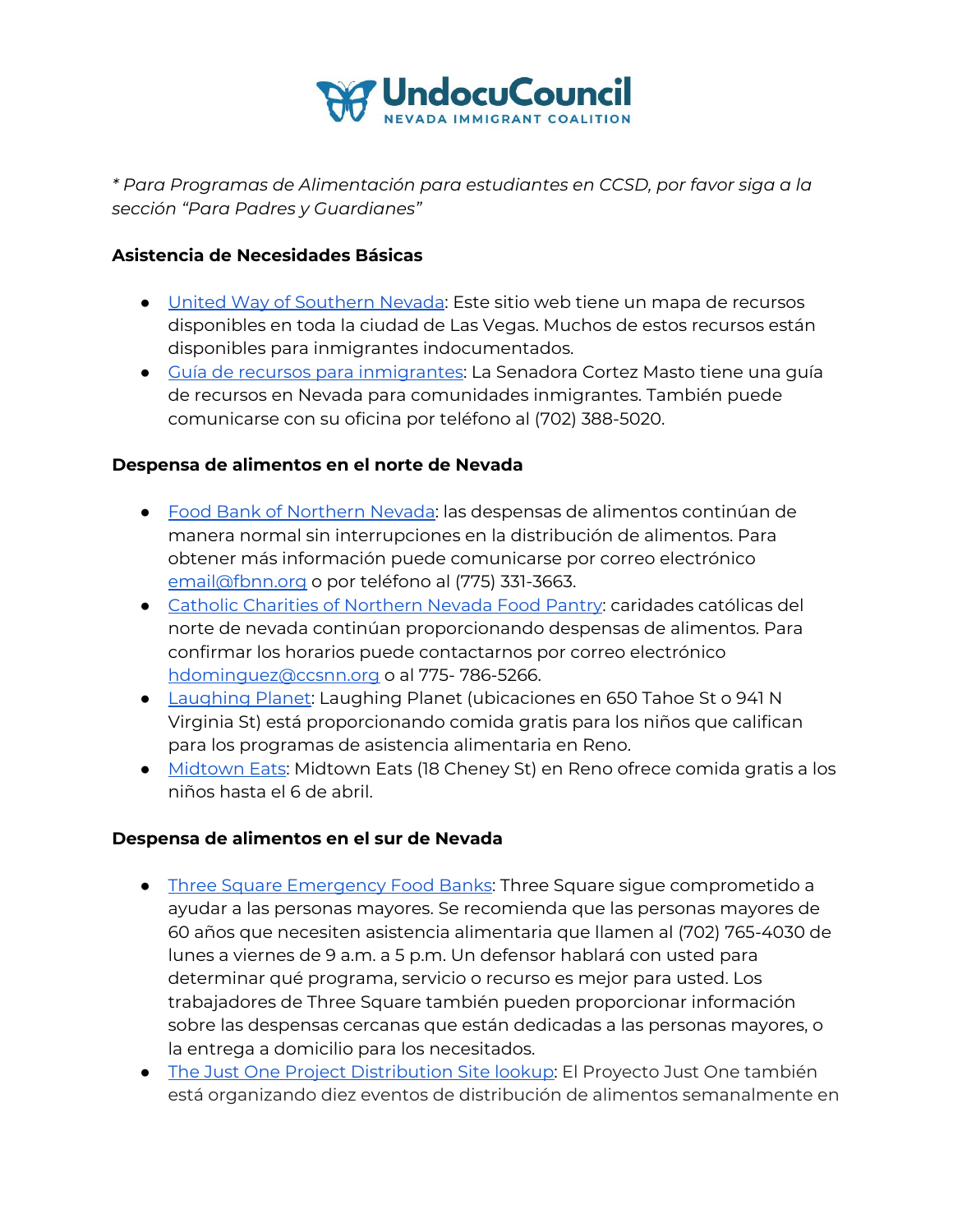*\* Para Programas de Alimentación para estudiantes en CCSD, por favor siga a la sección "Para Padres y Guardianes"*

**Asistencia de Necesidades Básicas**

- United Way of Southern Nevada: Este sitio web tiene un mapa de recursos disponibles en toda la ciudad de Las Vegas. Muchos de estos recursos están disponibles para inmigrantes indocumentados.
- Guía de recursos para inmigrantes: La Senadora Cortez Masto tiene una guía de recursos en Nevada para comunidades inmigrantes. También puede comunicarse con su oficina por teléfono al (702) 388-5020.

**Despensa de alimentos en el norte de Nevada**

- Food Bank of Northern Nevada: las despensas de alimentos continúan de manera normal sin interrupciones en la distribución de alimentos. Para obtener más información puede comunicarse por correo electrónico email@fbnn.org o por teléfono al (775) 331-3663.
- Catholic Charities of Northern Nevada Food Pantry: caridades católicas del norte de nevada continúan proporcionando despensas de alimentos. Para confirmar los horarios puede contactarnos por correo electrónico hdominguez@ccsnn.org o al 775- 786-5266.
- Laughing Planet: Laughing Planet (ubicaciones en 650 Tahoe St o 941 N Virginia St) está proporcionando comida gratis para los niños que califican para los programas de asistencia alimentaria en Reno.
- Midtown Eats: Midtown Eats (18 Cheney St) en Reno ofrece comida gratis a los niños hasta el 6 de abril.

**Despensa de alimentos en el sur de Nevada**

- Three Square Emergency Food Banks: Three Square sigue comprometido a ayudar a las personas mayores. Se recomienda que las personas mayores de 60 años que necesiten asistencia alimentaria que llamen al (702) 765-4030 de lunes a viernes de 9 a.m. a 5 p.m. Un defensor hablará con usted para determinar qué programa, servicio o recurso es mejor para usted. Los trabajadores de Three Square también pueden proporcionar información sobre las despensas cercanas que están dedicadas a las personas mayores, o la entrega a domicilio para los necesitados.
- The Just One Project Distribution Site lookup: El Proyecto Just One también está organizando diez eventos de distribución de alimentos semanalmente en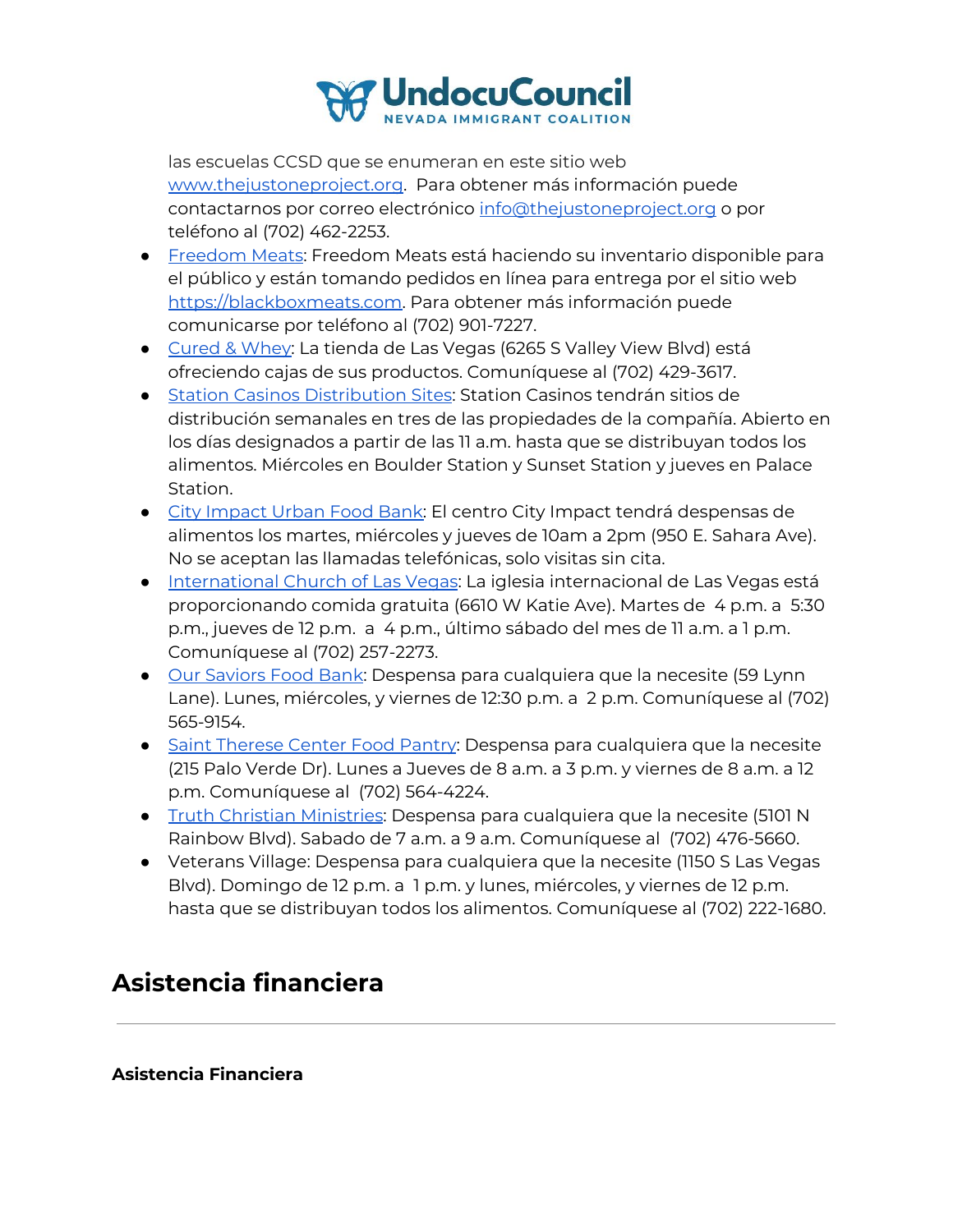las escuelas CCSD que se enumeran en este sitio web www.thejustoneproject.org. Para obtener más información puede contactarnos por correo electrónico info@thejustoneproject.org o por teléfono al (702) 462-2253.

- Freedom Meats: Freedom Meats está haciendo su inventario disponible para el público y están tomando pedidos en línea para entrega por el sitio web https://blackboxmeats.com. Para obtener más información puede comunicarse por teléfono al (702) 901-7227.
- Cured & Whey: La tienda de Las Vegas (6265 S Valley View Blvd) está ofreciendo cajas de sus productos. Comuníquese al (702) 429-3617.
- Station Casinos Distribution Sites: Station Casinos tendrán sitios de distribución semanales en tres de las propiedades de la compañía. Abierto en los días designados a partir de las 11 a.m. hasta que se distribuyan todos los alimentos. Miércoles en Boulder Station y Sunset Station y jueves en Palace Station.
- City Impact Urban Food Bank: El centro City Impact tendrá despensas de alimentos los martes, miércoles y jueves de 10am a 2pm (950 E. Sahara Ave). No se aceptan las llamadas telefónicas, solo visitas sin cita.
- International Church of Las Vegas: La iglesia internacional de Las Vegas está proporcionando comida gratuita (6610 W Katie Ave). Martes de 4 p.m. a 5:30 p.m., jueves de 12 p.m. a 4 p.m., último sábado del mes de 11 a.m. a 1 p.m. Comuníquese al (702) 257-2273.
- Our Saviors Food Bank: Despensa para cualquiera que la necesite (59 Lynn Lane). Lunes, miércoles, y viernes de 12:30 p.m. a 2 p.m. Comuníquese al (702) 565-9154.
- Saint Therese Center Food Pantry: Despensa para cualquiera que la necesite (215 Palo Verde Dr). Lunes a Jueves de 8 a.m. a 3 p.m. y viernes de 8 a.m. a 12 p.m. Comuníquese al (702) 564-4224.
- Truth Christian Ministries: Despensa para cualquiera que la necesite (5101 N Rainbow Blvd). Sabado de 7 a.m. a 9 a.m. Comuníquese al (702) 476-5660.
- Veterans Village: Despensa para cualquiera que la necesite (1150 S Las Vegas Blvd). Domingo de 12 p.m. a 1 p.m. y lunes, miércoles, y viernes de 12 p.m. hasta que se distribuyan todos los alimentos. Comuníquese al (702) 222-1680.

## Asistencia financiera

---

**Asistencia Financiera**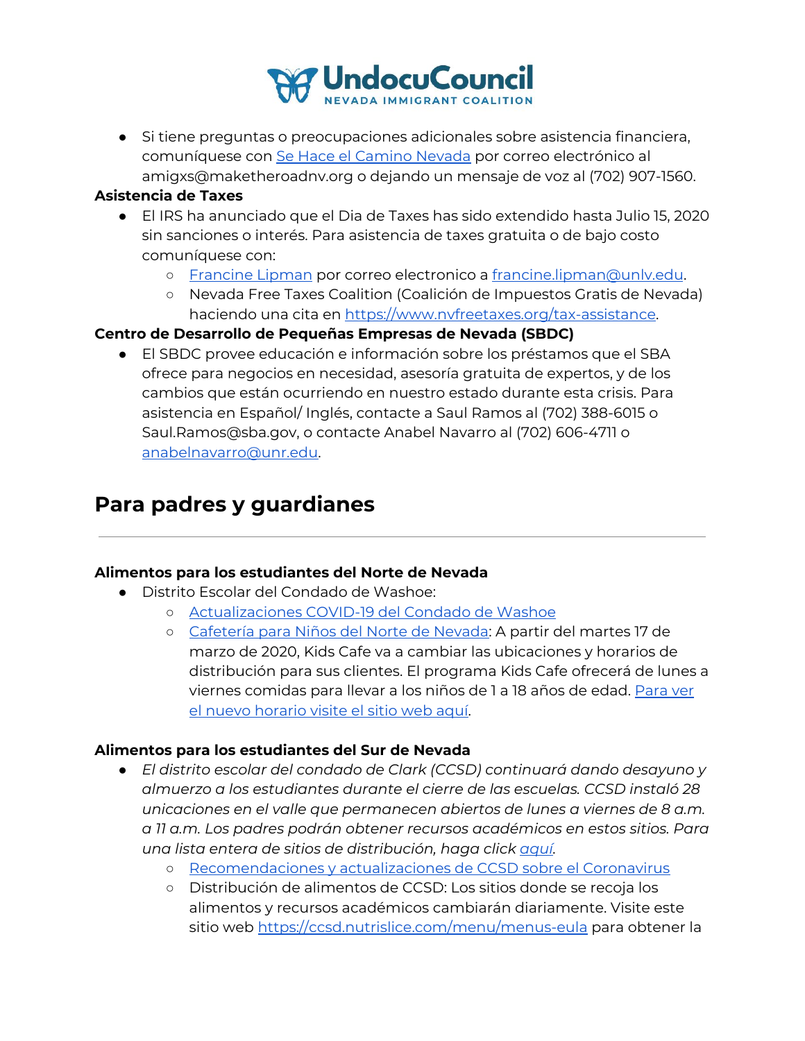- Si tiene preguntas o preocupaciones adicionales sobre asistencia financiera, comuníquese con [Se Hace el Camino Nevada]() por correo electrónico al amigxs@maketheroadnv.org o dejando un mensaje de voz al (702) 907-1560.

**Asistencia de Taxes**

- El IRS ha anunciado que el Dia de Taxes has sido extendido hasta Julio 15, 2020 sin sanciones o interés. Para asistencia de taxes gratuita o de bajo costo comuníquese con:
  - [Francine Lipman]() por correo electronico a [francine.lipman@unlv.edu]().
  - Nevada Free Taxes Coalition (Coalición de Impuestos Gratis de Nevada) haciendo una cita en [https://www.nvfreetaxes.org/tax-assistance]().

**Centro de Desarrollo de Pequeñas Empresas de Nevada (SBDC)**

- El SBDC provee educación e información sobre los préstamos que el SBA ofrece para negocios en necesidad, asesoría gratuita de expertos, y de los cambios que están ocurriendo en nuestro estado durante esta crisis. Para asistencia en Español/ Inglés, contacte a Saul Ramos al (702) 388-6015 o Saul.Ramos@sba.gov, o contacte Anabel Navarro al (702) 606-4711 o [anabelnavarro@unr.edu]().

## Para padres y guardianes

---

**Alimentos para los estudiantes del Norte de Nevada**

- Distrito Escolar del Condado de Washoe:
  - [Actualizaciones COVID-19 del Condado de Washoe]()
  - [Cafetería para Niños del Norte de Nevada](): A partir del martes 17 de marzo de 2020, Kids Cafe va a cambiar las ubicaciones y horarios de distribución para sus clientes. El programa Kids Cafe ofrecerá de lunes a viernes comidas para llevar a los niños de 1 a 18 años de edad. [Para ver el nuevo horario visite el sitio web aquí]().

**Alimentos para los estudiantes del Sur de Nevada**

- *El distrito escolar del condado de Clark (CCSD) continuará dando desayuno y almuerzo a los estudiantes durante el cierre de las escuelas. CCSD instaló 28 unicaciones en el valle que permanecen abiertos de lunes a viernes de 8 a.m. a 11 a.m. Los padres podrán obtener recursos académicos en estos sitios. Para una lista entera de sitios de distribución, haga click [aquí]().*
  - [Recomendaciones y actualizaciones de CCSD sobre el Coronavirus]()
  - Distribución de alimentos de CCSD: Los sitios donde se recoja los alimentos y recursos académicos cambiarán diariamente. Visite este sitio web [https://ccsd.nutrislice.com/menu/menus-eula]() para obtener la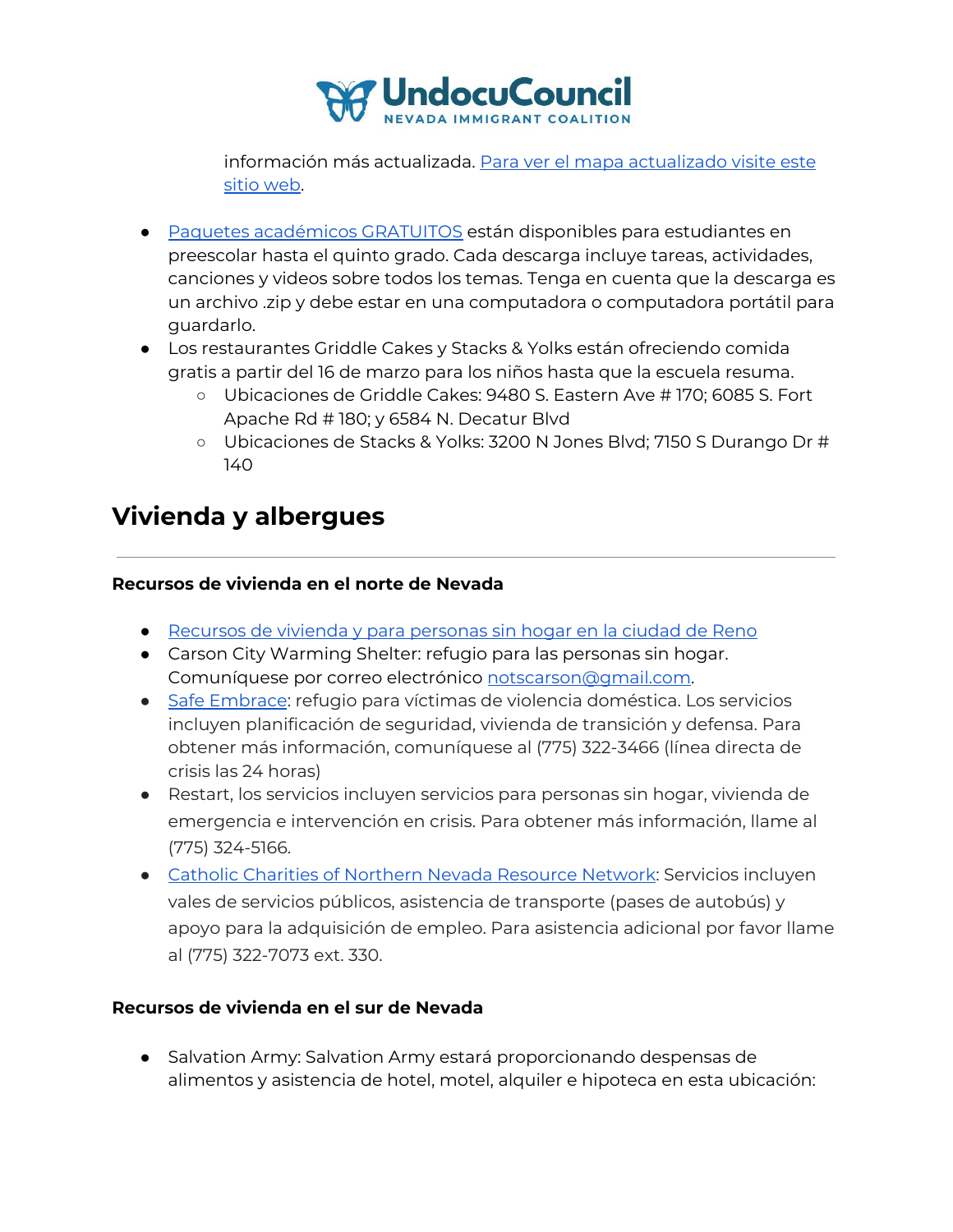información más actualizada. [Para ver el mapa actualizado visite este sitio web](#).

- [Paquetes académicos GRATUITOS](#) están disponibles para estudiantes en preescolar hasta el quinto grado. Cada descarga incluye tareas, actividades, canciones y videos sobre todos los temas. Tenga en cuenta que la descarga es un archivo .zip y debe estar en una computadora o computadora portátil para guardarlo.
- Los restaurantes Griddle Cakes y Stacks & Yolks están ofreciendo comida gratis a partir del 16 de marzo para los niños hasta que la escuela resuma.
  - Ubicaciones de Griddle Cakes: 9480 S. Eastern Ave # 170; 6085 S. Fort Apache Rd # 180; y 6584 N. Decatur Blvd
  - Ubicaciones de Stacks & Yolks: 3200 N Jones Blvd; 7150 S Durango Dr # 140

## Vivienda y albergues

---

**Recursos de vivienda en el norte de Nevada**

- [Recursos de vivienda y para personas sin hogar en la ciudad de Reno](#)
- Carson City Warming Shelter: refugio para las personas sin hogar. Comuníquese por correo electrónico notscarson@gmail.com.
- [Safe Embrace](#): refugio para víctimas de violencia doméstica. Los servicios incluyen planificación de seguridad, vivienda de transición y defensa. Para obtener más información, comuníquese al (775) 322-3466 (línea directa de crisis las 24 horas)
- Restart, los servicios incluyen servicios para personas sin hogar, vivienda de emergencia e intervención en crisis. Para obtener más información, llame al (775) 324-5166.
- [Catholic Charities of Northern Nevada Resource Network](#): Servicios incluyen vales de servicios públicos, asistencia de transporte (pases de autobús) y apoyo para la adquisición de empleo. Para asistencia adicional por favor llame al (775) 322-7073 ext. 330.

**Recursos de vivienda en el sur de Nevada**

- Salvation Army: Salvation Army estará proporcionando despensas de alimentos y asistencia de hotel, motel, alquiler e hipoteca en esta ubicación: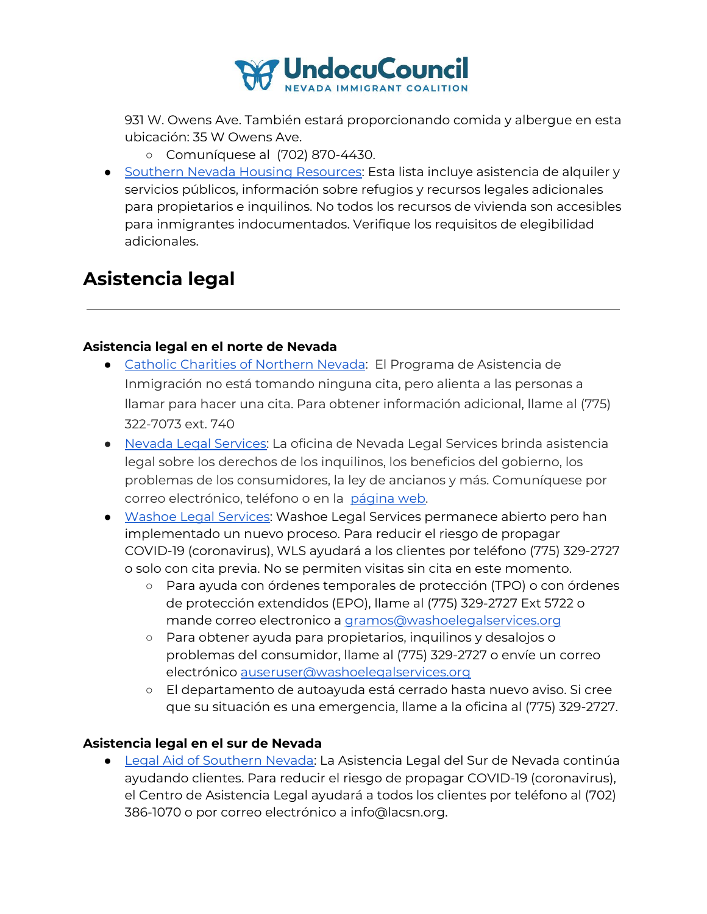931 W. Owens Ave. También estará proporcionando comida y albergue en esta ubicación: 35 W Owens Ave.
    - Comuníquese al (702) 870-4430.
- Southern Nevada Housing Resources: Esta lista incluye asistencia de alquiler y servicios públicos, información sobre refugios y recursos legales adicionales para propietarios e inquilinos. No todos los recursos de vivienda son accesibles para inmigrantes indocumentados. Verifique los requisitos de elegibilidad adicionales.

## Asistencia legal

---

### Asistencia legal en el norte de Nevada

- Catholic Charities of Northern Nevada: El Programa de Asistencia de Inmigración no está tomando ninguna cita, pero alienta a las personas a llamar para hacer una cita. Para obtener información adicional, llame al (775) 322-7073 ext. 740
- Nevada Legal Services: La oficina de Nevada Legal Services brinda asistencia legal sobre los derechos de los inquilinos, los beneficios del gobierno, los problemas de los consumidores, la ley de ancianos y más. Comuníquese por correo electrónico, teléfono o en la página web.
- Washoe Legal Services: Washoe Legal Services permanece abierto pero han implementado un nuevo proceso. Para reducir el riesgo de propagar COVID-19 (coronavirus), WLS ayudará a los clientes por teléfono (775) 329-2727 o solo con cita previa. No se permiten visitas sin cita en este momento.
    - Para ayuda con órdenes temporales de protección (TPO) o con órdenes de protección extendidos (EPO), llame al (775) 329-2727 Ext 5722 o mande correo electronico a gramos@washoelegalservices.org
    - Para obtener ayuda para propietarios, inquilinos y desalojos o problemas del consumidor, llame al (775) 329-2727 o envíe un correo electrónico auseruser@washoelegalservices.org
    - El departamento de autoayuda está cerrado hasta nuevo aviso. Si cree que su situación es una emergencia, llame a la oficina al (775) 329-2727.

### Asistencia legal en el sur de Nevada

- Legal Aid of Southern Nevada: La Asistencia Legal del Sur de Nevada continúa ayudando clientes. Para reducir el riesgo de propagar COVID-19 (coronavirus), el Centro de Asistencia Legal ayudará a todos los clientes por teléfono al (702) 386-1070 o por correo electrónico a info@lacsn.org.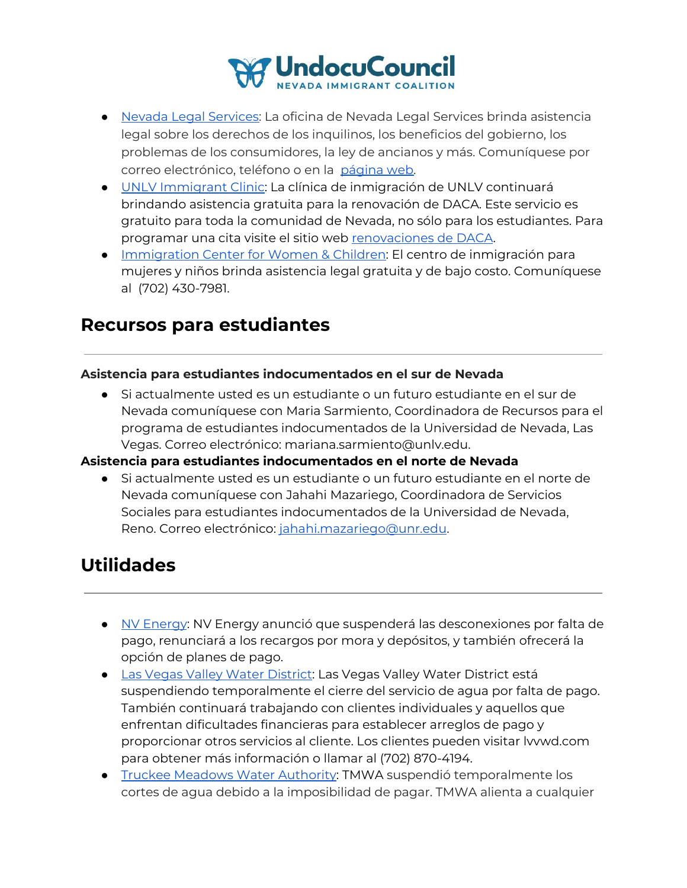- Nevada Legal Services: La oficina de Nevada Legal Services brinda asistencia legal sobre los derechos de los inquilinos, los beneficios del gobierno, los problemas de los consumidores, la ley de ancianos y más. Comuníquese por correo electrónico, teléfono o en la página web.
- UNLV Immigrant Clinic: La clínica de inmigración de UNLV continuará brindando asistencia gratuita para la renovación de DACA. Este servicio es gratuito para toda la comunidad de Nevada, no sólo para los estudiantes. Para programar una cita visite el sitio web renovaciones de DACA.
- Immigration Center for Women & Children: El centro de inmigración para mujeres y niños brinda asistencia legal gratuita y de bajo costo. Comuníquese al (702) 430-7981.

## Recursos para estudiantes

**Asistencia para estudiantes indocumentados en el sur de Nevada**

- Si actualmente usted es un estudiante o un futuro estudiante en el sur de Nevada comuníquese con Maria Sarmiento, Coordinadora de Recursos para el programa de estudiantes indocumentados de la Universidad de Nevada, Las Vegas. Correo electrónico: mariana.sarmiento@unlv.edu.

**Asistencia para estudiantes indocumentados en el norte de Nevada**

- Si actualmente usted es un estudiante o un futuro estudiante en el norte de Nevada comuníquese con Jahahi Mazariego, Coordinadora de Servicios Sociales para estudiantes indocumentados de la Universidad de Nevada, Reno. Correo electrónico: jahahi.mazariego@unr.edu.

## Utilidades

- NV Energy: NV Energy anunció que suspenderá las desconexiones por falta de pago, renunciará a los recargos por mora y depósitos, y también ofrecerá la opción de planes de pago.
- Las Vegas Valley Water District: Las Vegas Valley Water District está suspendiendo temporalmente el cierre del servicio de agua por falta de pago. También continuará trabajando con clientes individuales y aquellos que enfrentan dificultades financieras para establecer arreglos de pago y proporcionar otros servicios al cliente. Los clientes pueden visitar lvvwd.com para obtener más información o llamar al (702) 870-4194.
- Truckee Meadows Water Authority: TMWA suspendió temporalmente los cortes de agua debido a la imposibilidad de pagar. TMWA alienta a cualquier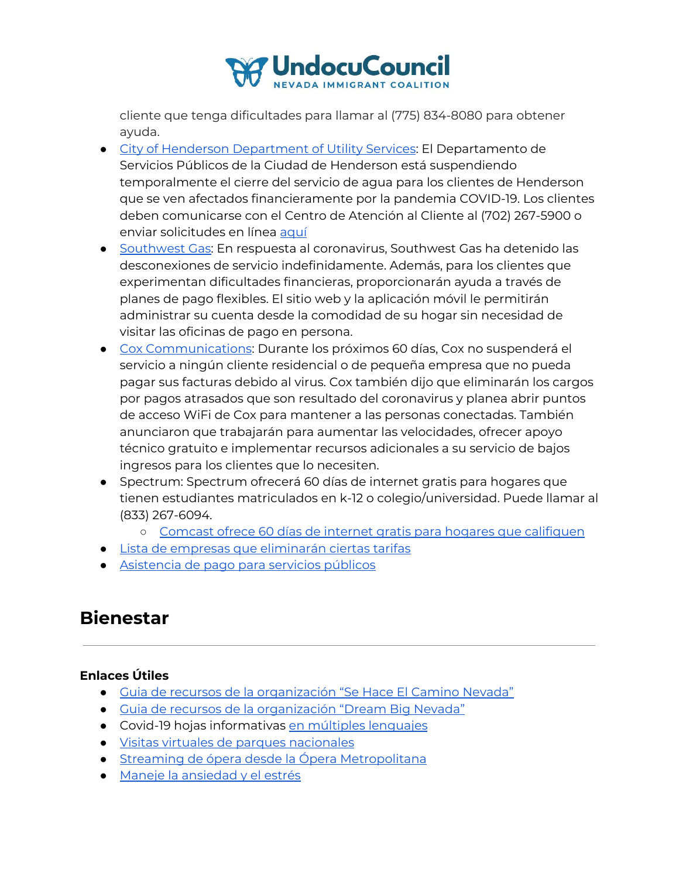cliente que tenga dificultades para llamar al (775) 834-8080 para obtener ayuda.

- City of Henderson Department of Utility Services: El Departamento de Servicios Públicos de la Ciudad de Henderson está suspendiendo temporalmente el cierre del servicio de agua para los clientes de Henderson que se ven afectados financieramente por la pandemia COVID-19. Los clientes deben comunicarse con el Centro de Atención al Cliente al (702) 267-5900 o enviar solicitudes en línea aquí
- Southwest Gas: En respuesta al coronavirus, Southwest Gas ha detenido las desconexiones de servicio indefinidamente. Además, para los clientes que experimentan dificultades financieras, proporcionarán ayuda a través de planes de pago flexibles. El sitio web y la aplicación móvil le permitirán administrar su cuenta desde la comodidad de su hogar sin necesidad de visitar las oficinas de pago en persona.
- Cox Communications: Durante los próximos 60 días, Cox no suspenderá el servicio a ningún cliente residencial o de pequeña empresa que no pueda pagar sus facturas debido al virus. Cox también dijo que eliminarán los cargos por pagos atrasados que son resultado del coronavirus y planea abrir puntos de acceso WiFi de Cox para mantener a las personas conectadas. También anunciaron que trabajarán para aumentar las velocidades, ofrecer apoyo técnico gratuito e implementar recursos adicionales a su servicio de bajos ingresos para los clientes que lo necesiten.
- Spectrum: Spectrum ofrecerá 60 días de internet gratis para hogares que tienen estudiantes matriculados en k-12 o colegio/universidad. Puede llamar al (833) 267-6094.
    - Comcast ofrece 60 días de internet gratis para hogares que califiquen
- Lista de empresas que eliminarán ciertas tarifas
- Asistencia de pago para servicios públicos

## Bienestar

---

**Enlaces Útiles**

- Guia de recursos de la organización "Se Hace El Camino Nevada"
- Guia de recursos de la organización "Dream Big Nevada"
- Covid-19 hojas informativas en múltiples lenguajes
- Visitas virtuales de parques nacionales
- Streaming de ópera desde la Ópera Metropolitana
- Maneje la ansiedad y el estrés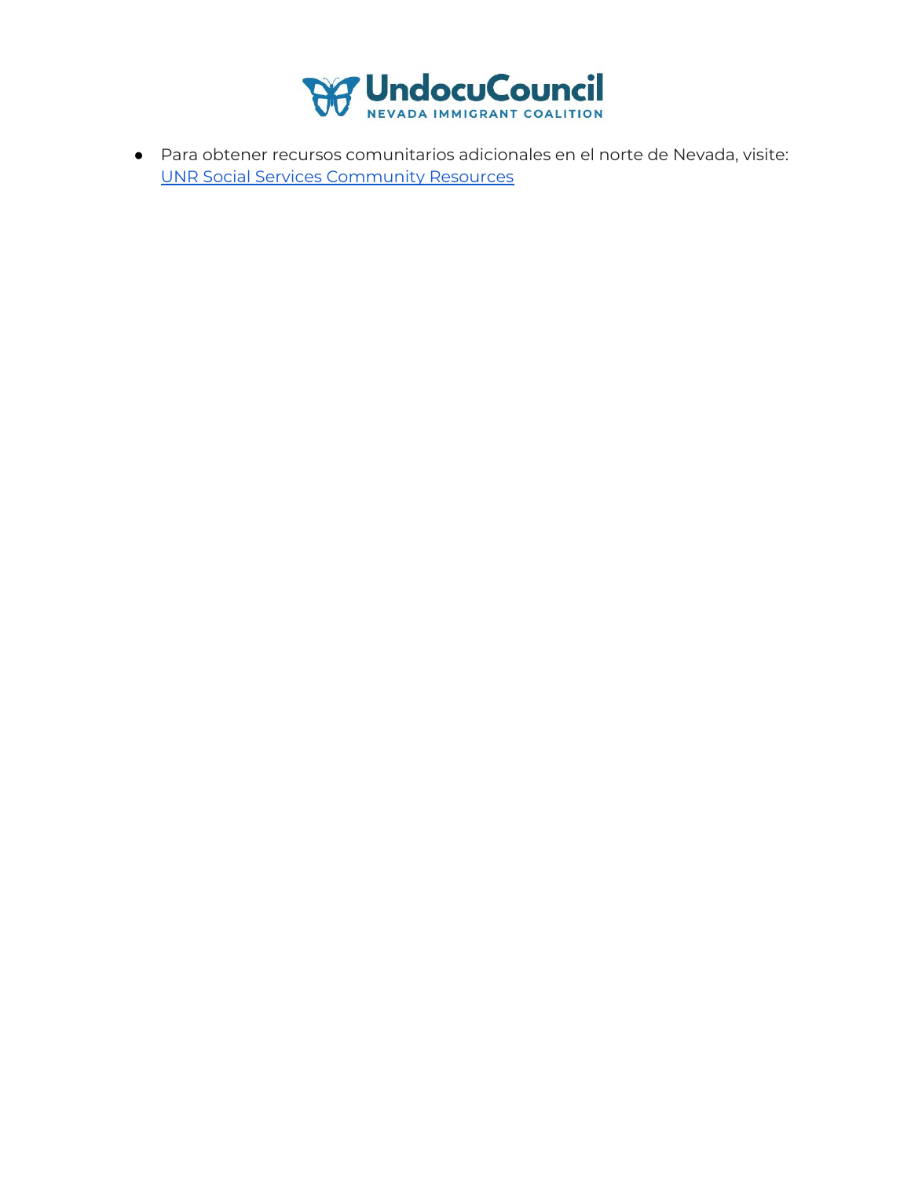- Para obtener recursos comunitarios adicionales en el norte de Nevada, visite: [UNR Social Services Community Resources]